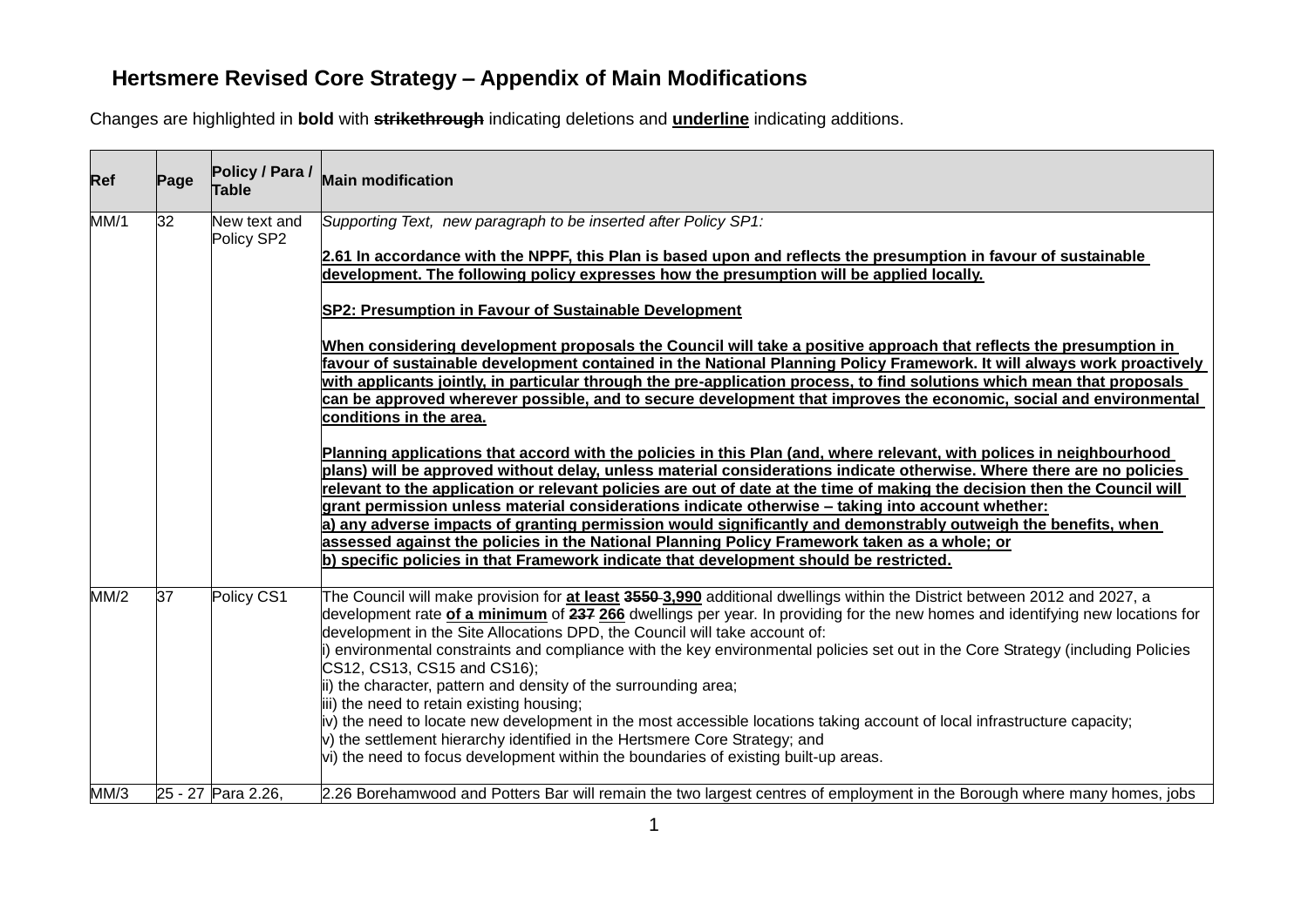# Hertsmere Revised Core Strategy – Appendix of Main Modifications

Changes are highlighted in **bold** with **~~strikethrough~~** indicating deletions and **<u>underline</u>** indicating additions.

| Ref | Page | Policy / Para / Table | Main modification |
|---|---|---|---|
| MM/1 | 32 | New text and Policy SP2 | *Supporting Text, new paragraph to be inserted after Policy SP1:*<br><br>**<u>2.61 In accordance with the NPPF, this Plan is based upon and reflects the presumption in favour of sustainable development. The following policy expresses how the presumption will be applied locally.</u>**<br><br>**<u>SP2: Presumption in Favour of Sustainable Development</u>**<br><br>**<u>When considering development proposals the Council will take a positive approach that reflects the presumption in favour of sustainable development contained in the National Planning Policy Framework. It will always work proactively with applicants jointly, in particular through the pre-application process, to find solutions which mean that proposals can be approved wherever possible, and to secure development that improves the economic, social and environmental conditions in the area.</u>**<br><br>**<u>Planning applications that accord with the policies in this Plan (and, where relevant, with polices in neighbourhood plans) will be approved without delay, unless material considerations indicate otherwise. Where there are no policies relevant to the application or relevant policies are out of date at the time of making the decision then the Council will grant permission unless material considerations indicate otherwise – taking into account whether:</u>**<br>**<u>a) any adverse impacts of granting permission would significantly and demonstrably outweigh the benefits, when assessed against the policies in the National Planning Policy Framework taken as a whole; or</u>**<br>**<u>b) specific policies in that Framework indicate that development should be restricted.</u>** |
| MM/2 | 37 | Policy CS1 | The Council will make provision for **<u>at least</u>** **~~3550~~** **<u>3,990</u>** additional dwellings within the District between 2012 and 2027, a development rate **<u>of a minimum</u>** of **~~237~~** **<u>266</u>** dwellings per year. In providing for the new homes and identifying new locations for development in the Site Allocations DPD, the Council will take account of:<br>i) environmental constraints and compliance with the key environmental policies set out in the Core Strategy (including Policies CS12, CS13, CS15 and CS16);<br>ii) the character, pattern and density of the surrounding area;<br>iii) the need to retain existing housing;<br>iv) the need to locate new development in the most accessible locations taking account of local infrastructure capacity;<br>v) the settlement hierarchy identified in the Hertsmere Core Strategy; and<br>vi) the need to focus development within the boundaries of existing built-up areas. |
| MM/3 | 25 - 27 | Para 2.26, | 2.26 Borehamwood and Potters Bar will remain the two largest centres of employment in the Borough where many homes, jobs |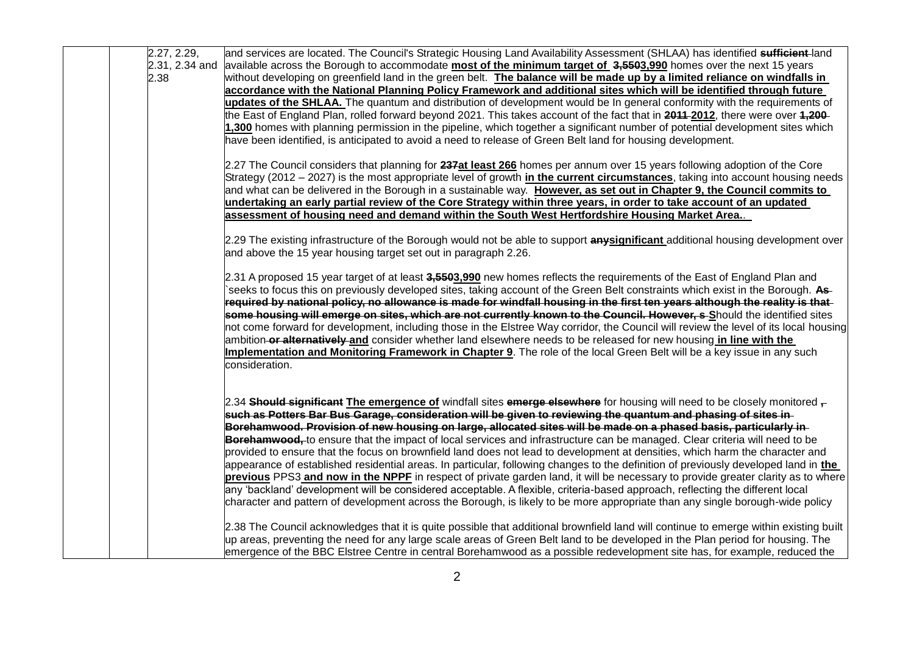| | | 2.27, 2.29, 2.31, 2.34 and 2.38 | and services are located. The Council's Strategic Housing Land Availability Assessment (SHLAA) has identified ~~**sufficient**~~ land available across the Borough to accommodate **most of the minimum target of** ~~**3,550**~~**3,990** homes over the next 15 years without developing on greenfield land in the green belt. **The balance will be made up by a limited reliance on windfalls in accordance with the National Planning Policy Framework and additional sites which will be identified through future updates of the SHLAA.** The quantum and distribution of development would be In general conformity with the requirements of the East of England Plan, rolled forward beyond 2021. This takes account of the fact that in ~~**2011**~~ **2012**, there were over ~~**1,200**~~ **1,300** homes with planning permission in the pipeline, which together a significant number of potential development sites which have been identified, is anticipated to avoid a need to release of Green Belt land for housing development.<br><br>2.27 The Council considers that planning for ~~**237**~~**at least 266** homes per annum over 15 years following adoption of the Core Strategy (2012 – 2027) is the most appropriate level of growth **in the current circumstances**, taking into account housing needs and what can be delivered in the Borough in a sustainable way. **However, as set out in Chapter 9, the Council commits to undertaking an early partial review of the Core Strategy within three years, in order to take account of an updated assessment of housing need and demand within the South West Hertfordshire Housing Market Area.**.<br><br>2.29 The existing infrastructure of the Borough would not be able to support ~~**any**~~**significant** additional housing development over and above the 15 year housing target set out in paragraph 2.26.<br><br>2.31 A proposed 15 year target of at least ~~**3,550**~~**3,990** new homes reflects the requirements of the East of England Plan and `seeks to focus this on previously developed sites, taking account of the Green Belt constraints which exist in the Borough. ~~**As required by national policy, no allowance is made for windfall housing in the first ten years although the reality is that some housing will emerge on sites, which are not currently known to the Council. However, s**~~ **S**hould the identified sites not come forward for development, including those in the Elstree Way corridor, the Council will review the level of its local housing ambition ~~**or alternatively**~~ **and** consider whether land elsewhere needs to be released for new housing **in line with the Implementation and Monitoring Framework in Chapter 9**. The role of the local Green Belt will be a key issue in any such consideration.<br><br>2.34 ~~**Should significant**~~ **The emergence of** windfall sites ~~**emerge elsewhere**~~ for housing will need to be closely monitored ~~**, such as Potters Bar Bus Garage, consideration will be given to reviewing the quantum and phasing of sites in Borehamwood. Provision of new housing on large, allocated sites will be made on a phased basis, particularly in Borehamwood,**~~ to ensure that the impact of local services and infrastructure can be managed. Clear criteria will need to be provided to ensure that the focus on brownfield land does not lead to development at densities, which harm the character and appearance of established residential areas. In particular, following changes to the definition of previously developed land in **the previous** PPS3 **and now in the NPPF** in respect of private garden land, it will be necessary to provide greater clarity as to where any 'backland' development will be considered acceptable. A flexible, criteria-based approach, reflecting the different local character and pattern of development across the Borough, is likely to be more appropriate than any single borough-wide policy<br><br>2.38 The Council acknowledges that it is quite possible that additional brownfield land will continue to emerge within existing built up areas, preventing the need for any large scale areas of Green Belt land to be developed in the Plan period for housing. The emergence of the BBC Elstree Centre in central Borehamwood as a possible redevelopment site has, for example, reduced the |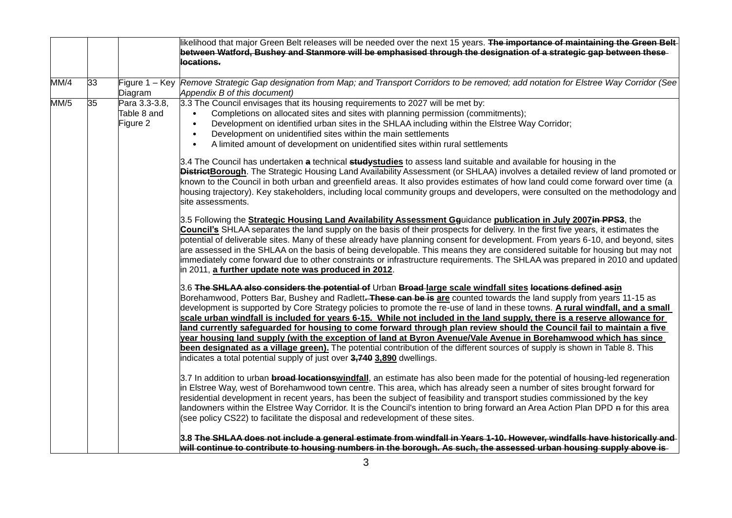| | | | |
|---|---|---|---|
| | | | likelihood that major Green Belt releases will be needed over the next 15 years. **~~The importance of maintaining the Green Belt between Watford, Bushey and Stanmore will be emphasised through the designation of a strategic gap between these locations.~~** |
| MM/4 | 33 | Figure 1 – Key Diagram | *Remove Strategic Gap designation from Map; and Transport Corridors to be removed; add notation for Elstree Way Corridor (See Appendix B of this document)* |
| MM/5 | 35 | Para 3.3-3.8, Table 8 and Figure 2 | 3.3 The Council envisages that its housing requirements to 2027 will be met by:<br>• Completions on allocated sites and sites with planning permission (commitments);<br>• Development on identified urban sites in the SHLAA including within the Elstree Way Corridor;<br>• Development on unidentified sites within the main settlements<br>• A limited amount of development on unidentified sites within rural settlements<br><br>3.4 The Council has undertaken **~~a~~** technical **~~study~~<u>studies</u>** to assess land suitable and available for housing in the **~~District~~<u>Borough</u>**. The Strategic Housing Land Availability Assessment (or SHLAA) involves a detailed review of land promoted or known to the Council in both urban and greenfield areas. It also provides estimates of how land could come forward over time (a housing trajectory). Key stakeholders, including local community groups and developers, were consulted on the methodology and site assessments.<br><br>3.5 Following the **<u>Strategic Housing Land Availability Assessment G</u>~~g~~**uidance **<u>publication in July 2007</u>~~in PPS3~~**, the **<u>Council's</u>** SHLAA separates the land supply on the basis of their prospects for delivery. In the first five years, it estimates the potential of deliverable sites. Many of these already have planning consent for development. From years 6-10, and beyond, sites are assessed in the SHLAA on the basis of being developable. This means they are considered suitable for housing but may not immediately come forward due to other constraints or infrastructure requirements. The SHLAA was prepared in 2010 and updated in 2011, **<u>a further update note was produced in 2012</u>**.<br><br>3.6 **~~The SHLAA also considers the potential of~~** Urban **~~Broad~~ <u>large scale windfall sites</u> ~~locations defined as~~<u>in</u>** Borehamwood, Potters Bar, Bushey and Radlett**~~. These can be is~~ <u>are</u>** counted towards the land supply from years 11-15 as development is supported by Core Strategy policies to promote the re-use of land in these towns. **<u>A rural windfall, and a small scale urban windfall is included for years 6-15. While not included in the land supply, there is a reserve allowance for land currently safeguarded for housing to come forward through plan review should the Council fail to maintain a five year housing land supply (with the exception of land at Byron Avenue/Vale Avenue in Borehamwood which has since been designated as a village green).</u>** The potential contribution of the different sources of supply is shown in Table 8. This indicates a total potential supply of just over **~~3,740~~ <u>3,890</u>** dwellings.<br><br>3.7 In addition to urban **~~broad locations~~<u>windfall</u>**, an estimate has also been made for the potential of housing-led regeneration in Elstree Way, west of Borehamwood town centre. This area, which has already seen a number of sites brought forward for residential development in recent years, has been the subject of feasibility and transport studies commissioned by the key landowners within the Elstree Way Corridor. It is the Council's intention to bring forward an Area Action Plan DPD ~~n~~ for this area (see policy CS22) to facilitate the disposal and redevelopment of these sites.<br><br>**3.8 ~~The SHLAA does not include a general estimate from windfall in Years 1-10. However, windfalls have historically and will continue to contribute to housing numbers in the borough. As such, the assessed urban housing supply above is~~** |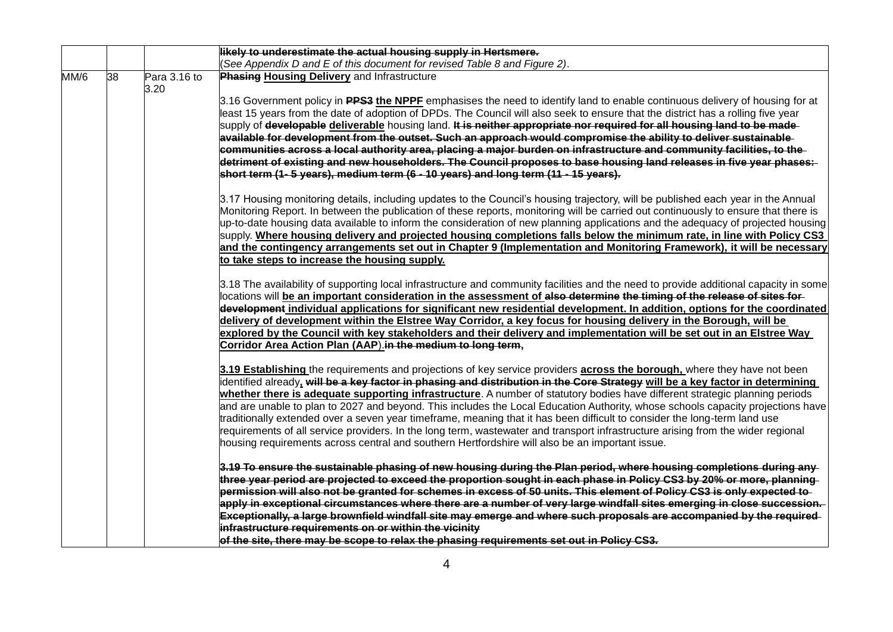|  |  |  | ~~likely to underestimate the actual housing supply in Hertsmere.~~<br>(*See Appendix D and E of this document for revised Table 8 and Figure 2)*. |
|---|---|---|---|
| MM/6 | 38 | Para 3.16 to 3.20 | ~~**Phasing**~~ **<u>Housing Delivery</u>** and Infrastructure<br><br>3.16 Government policy in ~~**PPS3**~~ **<u>the NPPF</u>** emphasises the need to identify land to enable continuous delivery of housing for at least 15 years from the date of adoption of DPDs. The Council will also seek to ensure that the district has a rolling five year supply of ~~**developable**~~ **<u>deliverable</u>** housing land. ~~**It is neither appropriate nor required for all housing land to be made available for development from the outset. Such an approach would compromise the ability to deliver sustainable communities across a local authority area, placing a major burden on infrastructure and community facilities, to the detriment of existing and new householders. The Council proposes to base housing land releases in five year phases: short term (1- 5 years), medium term (6 - 10 years) and long term (11 - 15 years).**~~<br><br>3.17 Housing monitoring details, including updates to the Council's housing trajectory, will be published each year in the Annual Monitoring Report. In between the publication of these reports, monitoring will be carried out continuously to ensure that there is up-to-date housing data available to inform the consideration of new planning applications and the adequacy of projected housing supply. **<u>Where housing delivery and projected housing completions falls below the minimum rate, in line with Policy CS3 and the contingency arrangements set out in Chapter 9 (Implementation and Monitoring Framework), it will be necessary to take steps to increase the housing supply.</u>**<br><br>3.18 The availability of supporting local infrastructure and community facilities and the need to provide additional capacity in some locations will **<u>be an important consideration in the assessment of</u>** ~~**also determine**~~ ~~**the timing of the release of sites for development**~~ **<u>individual applications for significant new residential development. In addition, options for the coordinated delivery of development within the Elstree Way Corridor, a key focus for housing delivery in the Borough, will be explored by the Council with key stakeholders and their delivery and implementation will be set out in an Elstree Way Corridor Area Action Plan (AAP</u>**).~~**in the medium to long term,**~~<br><br>**<u>3.19 Establishing</u>** the requirements and projections of key service providers **<u>across the borough,</u>** where they have not been identified already**<u>,</u>** ~~**will be a key factor in phasing and distribution in the Core Strategy**~~ **<u>will be a key factor in determining whether there is adequate supporting infrastructure</u>**. A number of statutory bodies have different strategic planning periods and are unable to plan to 2027 and beyond. This includes the Local Education Authority, whose schools capacity projections have traditionally extended over a seven year timeframe, meaning that it has been difficult to consider the long-term land use requirements of all service providers. In the long term, wastewater and transport infrastructure arising from the wider regional housing requirements across central and southern Hertfordshire will also be an important issue.<br><br>~~**3.19 To ensure the sustainable phasing of new housing during the Plan period, where housing completions during any three year period are projected to exceed the proportion sought in each phase in Policy CS3 by 20% or more, planning permission will also not be granted for schemes in excess of 50 units. This element of Policy CS3 is only expected to apply in exceptional circumstances where there are a number of very large windfall sites emerging in close succession. Exceptionally, a large brownfield windfall site may emerge and where such proposals are accompanied by the required infrastructure requirements on or within the vicinity of the site, there may be scope to relax the phasing requirements set out in Policy CS3.**~~ |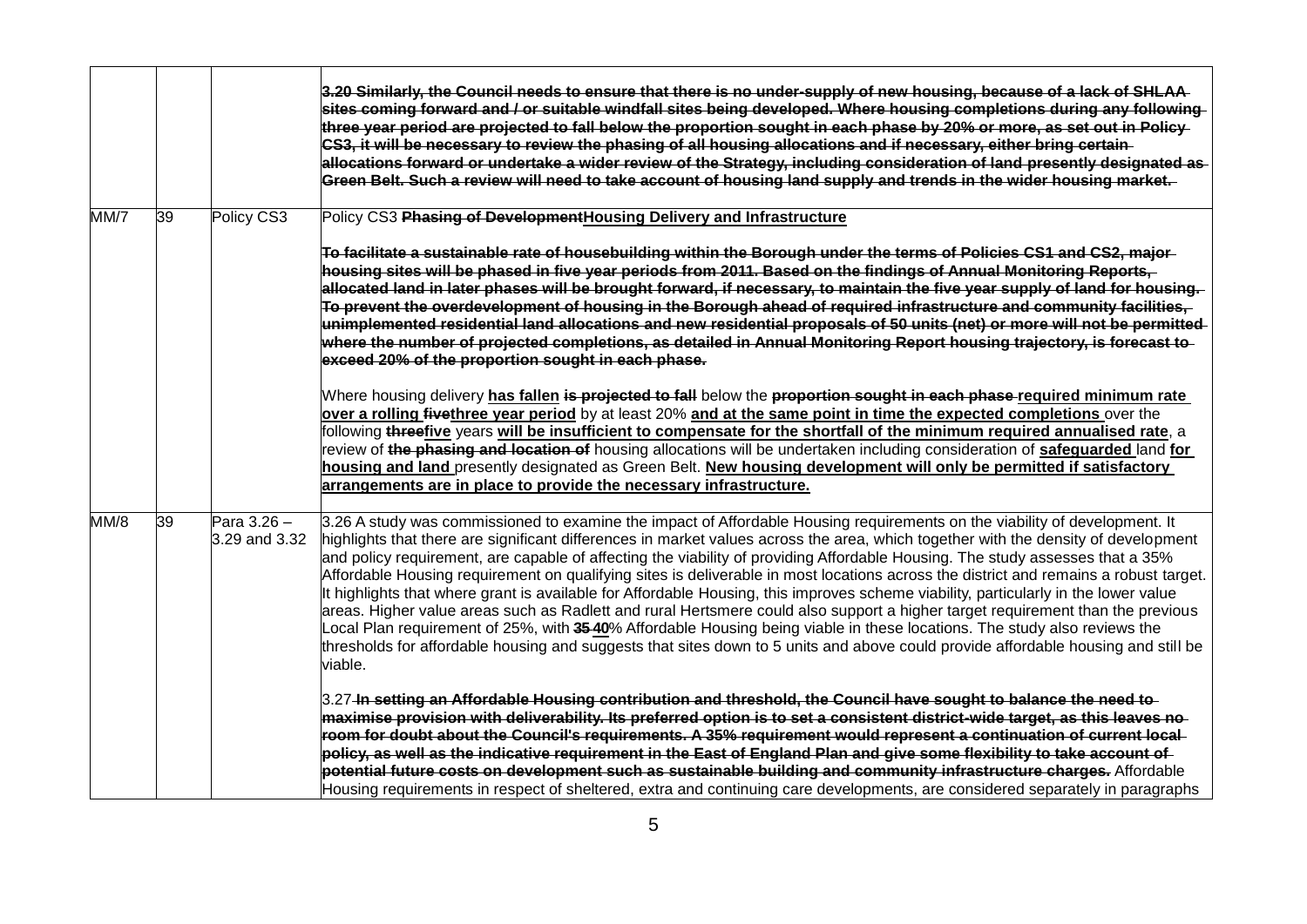| | | | |
|---|---|---|---|
| | | | ~~**3.20 Similarly, the Council needs to ensure that there is no under-supply of new housing, because of a lack of SHLAA sites coming forward and / or suitable windfall sites being developed. Where housing completions during any following three year period are projected to fall below the proportion sought in each phase by 20% or more, as set out in Policy CS3, it will be necessary to review the phasing of all housing allocations and if necessary, either bring certain allocations forward or undertake a wider review of the Strategy, including consideration of land presently designated as Green Belt. Such a review will need to take account of housing land supply and trends in the wider housing market.**~~ |
| MM/7 | 39 | Policy CS3 | Policy CS3 ~~**Phasing of Development**~~**Housing Delivery and Infrastructure**<br><br>~~**To facilitate a sustainable rate of housebuilding within the Borough under the terms of Policies CS1 and CS2, major housing sites will be phased in five year periods from 2011. Based on the findings of Annual Monitoring Reports, allocated land in later phases will be brought forward, if necessary, to maintain the five year supply of land for housing. To prevent the overdevelopment of housing in the Borough ahead of required infrastructure and community facilities, unimplemented residential land allocations and new residential proposals of 50 units (net) or more will not be permitted where the number of projected completions, as detailed in Annual Monitoring Report housing trajectory, is forecast to exceed 20% of the proportion sought in each phase.**~~<br><br>Where housing delivery **has fallen** ~~**is projected to fall**~~ below the ~~**proportion sought in each phase**~~ **required minimum rate over a rolling** ~~**five**~~**three year period** by at least 20% **and at the same point in time the expected completions** over the following ~~**three**~~**five** years **will be insufficient to compensate for the shortfall of the minimum required annualised rate**, a review of ~~**the phasing and location of**~~ housing allocations will be undertaken including consideration of **safeguarded** land **for housing and land** presently designated as Green Belt. **New housing development will only be permitted if satisfactory arrangements are in place to provide the necessary infrastructure.** |
| MM/8 | 39 | Para 3.26 – 3.29 and 3.32 | 3.26 A study was commissioned to examine the impact of Affordable Housing requirements on the viability of development. It highlights that there are significant differences in market values across the area, which together with the density of development and policy requirement, are capable of affecting the viability of providing Affordable Housing. The study assesses that a 35% Affordable Housing requirement on qualifying sites is deliverable in most locations across the district and remains a robust target. It highlights that where grant is available for Affordable Housing, this improves scheme viability, particularly in the lower value areas. Higher value areas such as Radlett and rural Hertsmere could also support a higher target requirement than the previous Local Plan requirement of 25%, with ~~**35**~~ **40**% Affordable Housing being viable in these locations. The study also reviews the thresholds for affordable housing and suggests that sites down to 5 units and above could provide affordable housing and still be viable.<br><br>3.27 ~~**In setting an Affordable Housing contribution and threshold, the Council have sought to balance the need to maximise provision with deliverability. Its preferred option is to set a consistent district-wide target, as this leaves no room for doubt about the Council's requirements. A 35% requirement would represent a continuation of current local policy, as well as the indicative requirement in the East of England Plan and give some flexibility to take account of potential future costs on development such as sustainable building and community infrastructure charges.**~~ Affordable Housing requirements in respect of sheltered, extra and continuing care developments, are considered separately in paragraphs |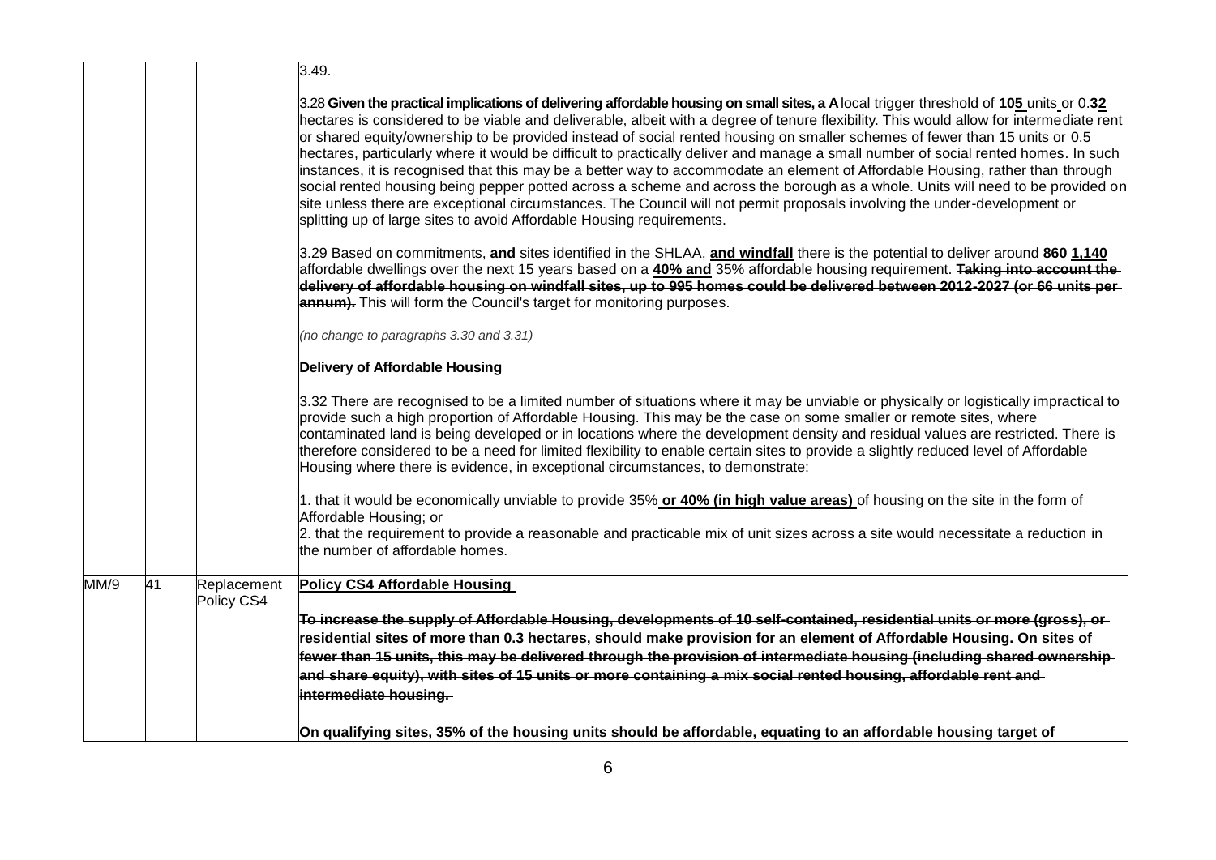| | | | |
|---|---|---|---|
| | | | 3.49.<br><br>3.28 ~~**Given the practical implications of delivering affordable housing on small sites, a**~~ **A** local trigger threshold of ~~**10**~~**5** units or 0.~~**3**~~**2** hectares is considered to be viable and deliverable, albeit with a degree of tenure flexibility. This would allow for intermediate rent or shared equity/ownership to be provided instead of social rented housing on smaller schemes of fewer than 15 units or 0.5 hectares, particularly where it would be difficult to practically deliver and manage a small number of social rented homes. In such instances, it is recognised that this may be a better way to accommodate an element of Affordable Housing, rather than through social rented housing being pepper potted across a scheme and across the borough as a whole. Units will need to be provided on site unless there are exceptional circumstances. The Council will not permit proposals involving the under-development or splitting up of large sites to avoid Affordable Housing requirements.<br><br>3.29 Based on commitments, ~~**and**~~ sites identified in the SHLAA, **<u>and windfall</u>** there is the potential to deliver around ~~**860**~~ **<u>1,140</u>** affordable dwellings over the next 15 years based on a **<u>40% and</u>** 35% affordable housing requirement. ~~**Taking into account the delivery of affordable housing on windfall sites, up to 995 homes could be delivered between 2012-2027 (or 66 units per annum).**~~ This will form the Council's target for monitoring purposes.<br><br>*(no change to paragraphs 3.30 and 3.31)*<br><br>**Delivery of Affordable Housing**<br><br>3.32 There are recognised to be a limited number of situations where it may be unviable or physically or logistically impractical to provide such a high proportion of Affordable Housing. This may be the case on some smaller or remote sites, where contaminated land is being developed or in locations where the development density and residual values are restricted. There is therefore considered to be a need for limited flexibility to enable certain sites to provide a slightly reduced level of Affordable Housing where there is evidence, in exceptional circumstances, to demonstrate:<br><br>1. that it would be economically unviable to provide 35% **<u>or 40% (in high value areas)</u>** of housing on the site in the form of Affordable Housing; or<br>2. that the requirement to provide a reasonable and practicable mix of unit sizes across a site would necessitate a reduction in the number of affordable homes. |
| MM/9 | 41 | Replacement Policy CS4 | **<u>Policy CS4 Affordable Housing</u>**<br><br>~~**To increase the supply of Affordable Housing, developments of 10 self-contained, residential units or more (gross), or residential sites of more than 0.3 hectares, should make provision for an element of Affordable Housing. On sites of fewer than 15 units, this may be delivered through the provision of intermediate housing (including shared ownership and share equity), with sites of 15 units or more containing a mix social rented housing, affordable rent and intermediate housing.**~~<br><br>~~**On qualifying sites, 35% of the housing units should be affordable, equating to an affordable housing target of**~~ |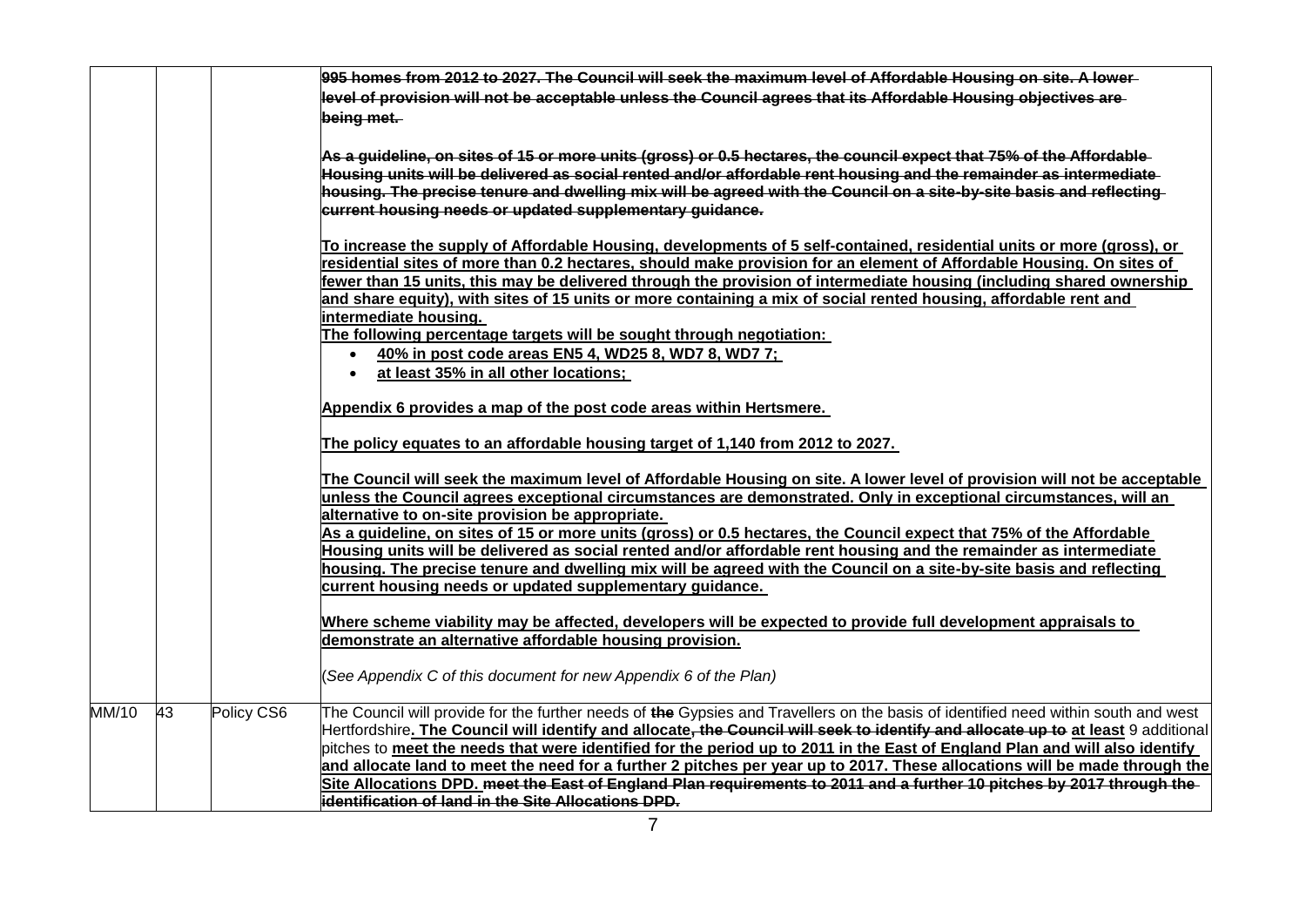| | | | |
|---|---|---|---|
| | | | ~~**995 homes from 2012 to 2027. The Council will seek the maximum level of Affordable Housing on site. A lower level of provision will not be acceptable unless the Council agrees that its Affordable Housing objectives are being met.**~~<br><br>~~**As a guideline, on sites of 15 or more units (gross) or 0.5 hectares, the council expect that 75% of the Affordable Housing units will be delivered as social rented and/or affordable rent housing and the remainder as intermediate housing. The precise tenure and dwelling mix will be agreed with the Council on a site-by-site basis and reflecting current housing needs or updated supplementary guidance.**~~<br><br><u>**To increase the supply of Affordable Housing, developments of 5 self-contained, residential units or more (gross), or residential sites of more than 0.2 hectares, should make provision for an element of Affordable Housing. On sites of fewer than 15 units, this may be delivered through the provision of intermediate housing (including shared ownership and share equity), with sites of 15 units or more containing a mix of social rented housing, affordable rent and intermediate housing.**</u><br><u>**The following percentage targets will be sought through negotiation:**</u><br>• <u>**40% in post code areas EN5 4, WD25 8, WD7 8, WD7 7;**</u><br>• <u>**at least 35% in all other locations;**</u><br><br><u>**Appendix 6 provides a map of the post code areas within Hertsmere.**</u><br><br><u>**The policy equates to an affordable housing target of 1,140 from 2012 to 2027.**</u><br><br><u>**The Council will seek the maximum level of Affordable Housing on site. A lower level of provision will not be acceptable unless the Council agrees exceptional circumstances are demonstrated. Only in exceptional circumstances, will an alternative to on-site provision be appropriate.**</u><br><u>**As a guideline, on sites of 15 or more units (gross) or 0.5 hectares, the Council expect that 75% of the Affordable Housing units will be delivered as social rented and/or affordable rent housing and the remainder as intermediate housing. The precise tenure and dwelling mix will be agreed with the Council on a site-by-site basis and reflecting current housing needs or updated supplementary guidance.**</u><br><br><u>**Where scheme viability may be affected, developers will be expected to provide full development appraisals to demonstrate an alternative affordable housing provision.**</u><br><br>(*See Appendix C of this document for new Appendix 6 of the Plan*) |
| MM/10 | 43 | Policy CS6 | The Council will provide for the further needs of ~~**the**~~ Gypsies and Travellers on the basis of identified need within south and west Hertfordshire<u>**. The Council will identify and allocate**</u>~~**, the Council will seek to identify and allocate up to**~~ <u>**at least**</u> 9 additional pitches to <u>**meet the needs that were identified for the period up to 2011 in the East of England Plan and will also identify and allocate land to meet the need for a further 2 pitches per year up to 2017. These allocations will be made through the Site Allocations DPD.**</u> ~~**meet the East of England Plan requirements to 2011 and a further 10 pitches by 2017 through the identification of land in the Site Allocations DPD.**~~ |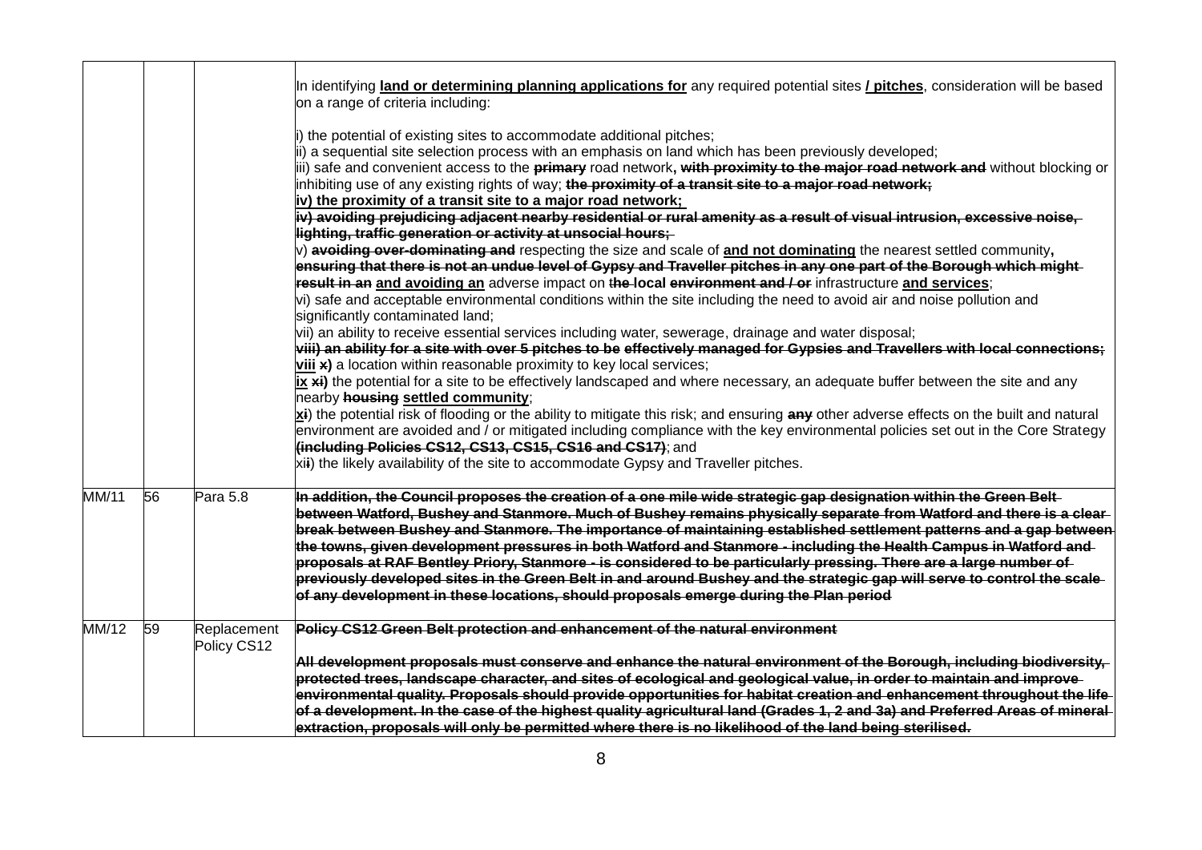| | | | |
|---|---|---|---|
| | | | In identifying **land or determining planning applications for** any required potential sites **/ pitches**, consideration will be based on a range of criteria including:<br><br>i) the potential of existing sites to accommodate additional pitches;<br>ii) a sequential site selection process with an emphasis on land which has been previously developed;<br>iii) safe and convenient access to the ~~**primary**~~ road network~~**, with proximity to the major road network and**~~ without blocking or inhibiting use of any existing rights of way; ~~**the proximity of a transit site to a major road network;**~~<br>**iv) the proximity of a transit site to a major road network;**<br>~~**iv) avoiding prejudicing adjacent nearby residential or rural amenity as a result of visual intrusion, excessive noise, lighting, traffic generation or activity at unsocial hours;**~~<br>v) ~~**avoiding over-dominating and**~~ respecting the size and scale of **and not dominating** the nearest settled community~~**, ensuring that there is not an undue level of Gypsy and Traveller pitches in any one part of the Borough which might result in an**~~ **and avoiding an** adverse impact on ~~**the**~~ **local** ~~**environment and / or**~~ infrastructure **and services**;<br>vi) safe and acceptable environmental conditions within the site including the need to avoid air and noise pollution and significantly contaminated land;<br>vii) an ability to receive essential services including water, sewerage, drainage and water disposal;<br>~~**viii) an ability for a site with over 5 pitches to be effectively managed for Gypsies and Travellers with local connections;**~~<br>**viii** ~~**x)**~~ a location within reasonable proximity to key local services;<br>**ix** ~~**xi)**~~ the potential for a site to be effectively landscaped and where necessary, an adequate buffer between the site and any nearby ~~**housing**~~ **settled community**;<br>**x**~~i~~) the potential risk of flooding or the ability to mitigate this risk; and ensuring ~~**any**~~ other adverse effects on the built and natural environment are avoided and / or mitigated including compliance with the key environmental policies set out in the Core Strategy ~~**(including Policies CS12, CS13, CS15, CS16 and CS17)**~~; and<br>xi~~i~~) the likely availability of the site to accommodate Gypsy and Traveller pitches. |
| MM/11 | 56 | Para 5.8 | ~~**In addition, the Council proposes the creation of a one mile wide strategic gap designation within the Green Belt between Watford, Bushey and Stanmore. Much of Bushey remains physically separate from Watford and there is a clear break between Bushey and Stanmore. The importance of maintaining established settlement patterns and a gap between the towns, given development pressures in both Watford and Stanmore - including the Health Campus in Watford and proposals at RAF Bentley Priory, Stanmore - is considered to be particularly pressing. There are a large number of previously developed sites in the Green Belt in and around Bushey and the strategic gap will serve to control the scale of any development in these locations, should proposals emerge during the Plan period**~~ |
| MM/12 | 59 | Replacement Policy CS12 | ~~**Policy CS12 Green Belt protection and enhancement of the natural environment**~~<br><br>~~**All development proposals must conserve and enhance the natural environment of the Borough, including biodiversity, protected trees, landscape character, and sites of ecological and geological value, in order to maintain and improve environmental quality. Proposals should provide opportunities for habitat creation and enhancement throughout the life of a development. In the case of the highest quality agricultural land (Grades 1, 2 and 3a) and Preferred Areas of mineral extraction, proposals will only be permitted where there is no likelihood of the land being sterilised.**~~ |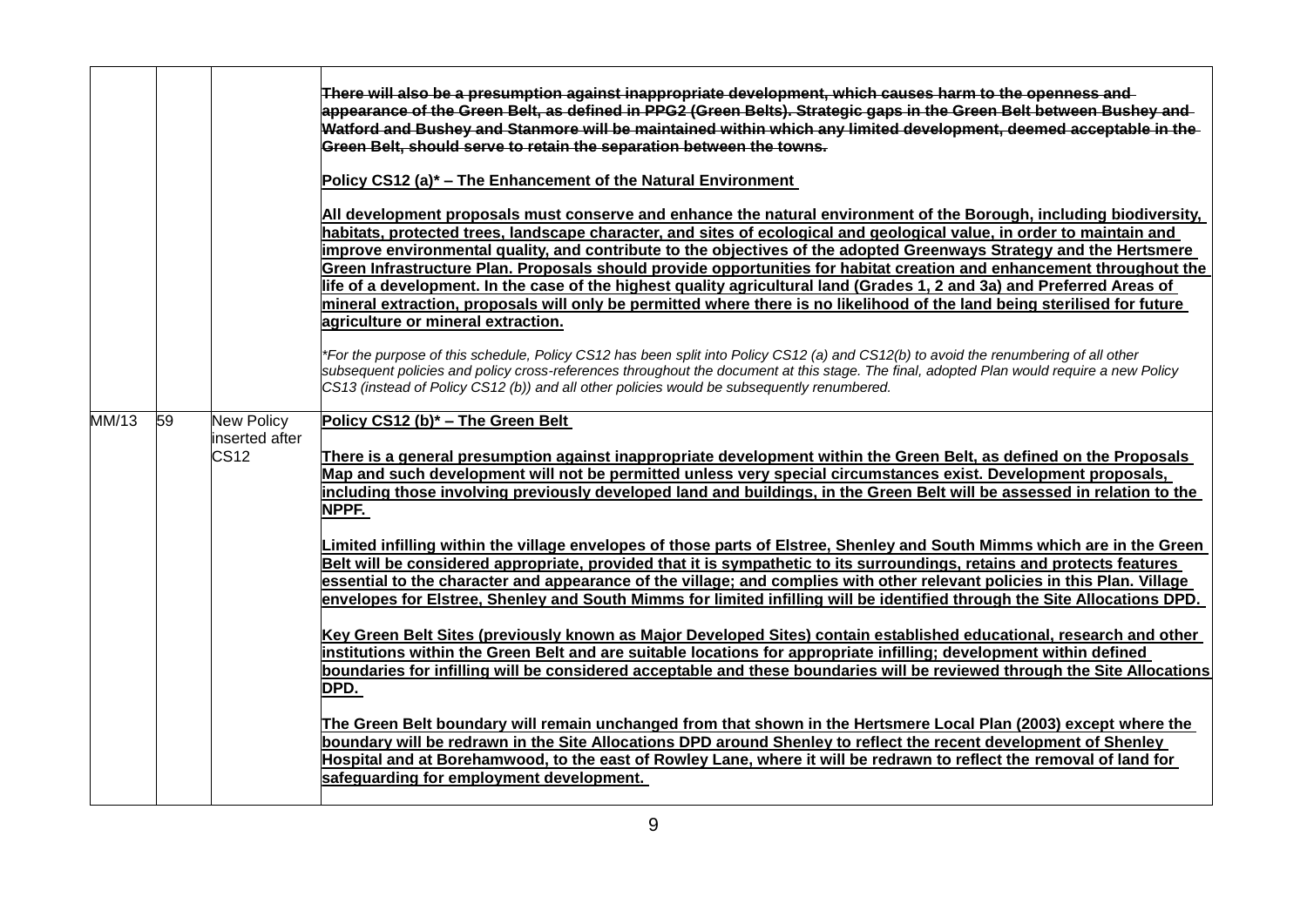| | | | |
|---|---|---|---|
| | | | ~~**There will also be a presumption against inappropriate development, which causes harm to the openness and appearance of the Green Belt, as defined in PPG2 (Green Belts). Strategic gaps in the Green Belt between Bushey and Watford and Bushey and Stanmore will be maintained within which any limited development, deemed acceptable in the Green Belt, should serve to retain the separation between the towns.**~~<br><br>**<u>Policy CS12 (a)* – The Enhancement of the Natural Environment</u>**<br><br>**<u>All development proposals must conserve and enhance the natural environment of the Borough, including biodiversity, habitats, protected trees, landscape character, and sites of ecological and geological value, in order to maintain and improve environmental quality, and contribute to the objectives of the adopted Greenways Strategy and the Hertsmere Green Infrastructure Plan. Proposals should provide opportunities for habitat creation and enhancement throughout the life of a development. In the case of the highest quality agricultural land (Grades 1, 2 and 3a) and Preferred Areas of mineral extraction, proposals will only be permitted where there is no likelihood of the land being sterilised for future agriculture or mineral extraction.</u>**<br><br>*\*For the purpose of this schedule, Policy CS12 has been split into Policy CS12 (a) and CS12(b) to avoid the renumbering of all other subsequent policies and policy cross-references throughout the document at this stage. The final, adopted Plan would require a new Policy CS13 (instead of Policy CS12 (b)) and all other policies would be subsequently renumbered.* |
| MM/13 | 59 | New Policy inserted after CS12 | **<u>Policy CS12 (b)* – The Green Belt</u>**<br><br>**<u>There is a general presumption against inappropriate development within the Green Belt, as defined on the Proposals Map and such development will not be permitted unless very special circumstances exist. Development proposals, including those involving previously developed land and buildings, in the Green Belt will be assessed in relation to the NPPF.</u>**<br><br>**<u>Limited infilling within the village envelopes of those parts of Elstree, Shenley and South Mimms which are in the Green Belt will be considered appropriate, provided that it is sympathetic to its surroundings, retains and protects features essential to the character and appearance of the village; and complies with other relevant policies in this Plan. Village envelopes for Elstree, Shenley and South Mimms for limited infilling will be identified through the Site Allocations DPD.</u>**<br><br>**<u>Key Green Belt Sites (previously known as Major Developed Sites) contain established educational, research and other institutions within the Green Belt and are suitable locations for appropriate infilling; development within defined boundaries for infilling will be considered acceptable and these boundaries will be reviewed through the Site Allocations DPD.</u>**<br><br>**<u>The Green Belt boundary will remain unchanged from that shown in the Hertsmere Local Plan (2003) except where the boundary will be redrawn in the Site Allocations DPD around Shenley to reflect the recent development of Shenley Hospital and at Borehamwood, to the east of Rowley Lane, where it will be redrawn to reflect the removal of land for safeguarding for employment development.</u>** |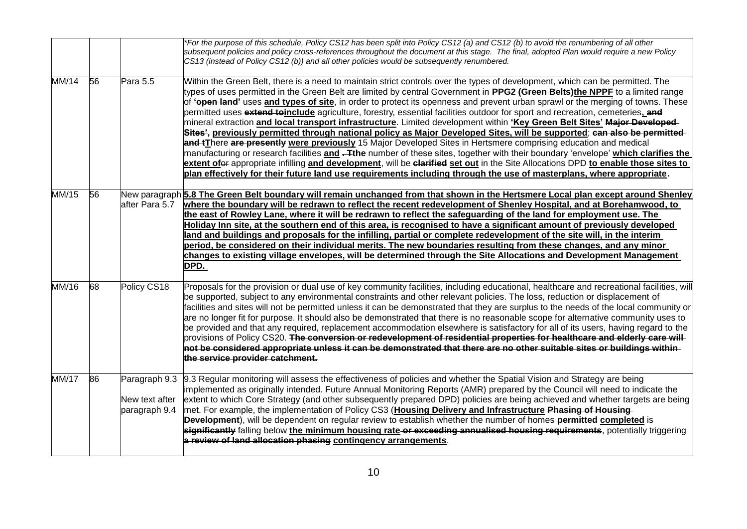| | | | |
|---|---|---|---|
| | | | *\*For the purpose of this schedule, Policy CS12 has been split into Policy CS12 (a) and CS12 (b) to avoid the renumbering of all other subsequent policies and policy cross-references throughout the document at this stage. The final, adopted Plan would require a new Policy CS13 (instead of Policy CS12 (b)) and all other policies would be subsequently renumbered.* |
| MM/14 | 56 | Para 5.5 | Within the Green Belt, there is a need to maintain strict controls over the types of development, which can be permitted. The types of uses permitted in the Green Belt are limited by central Government in ~~**PPG2 (Green Belts)**~~**the NPPF** to a limited range of ~~**'open land'**~~ uses **and types of site**, in order to protect its openness and prevent urban sprawl or the merging of towns. These permitted uses ~~**extend to**~~**include** agriculture, forestry, essential facilities outdoor for sport and recreation, cemeteries**,** ~~**and**~~ mineral extraction **and local transport infrastructure**. Limited development within **'Key Green Belt Sites'** ~~**Major Developed Sites'**~~**, previously permitted through national policy as Major Developed Sites, will be supported**; ~~**can also be permitted and t**~~**T**here ~~**are presently**~~ **were previously** 15 Major Developed Sites in Hertsmere comprising education and medical manufacturing or research facilities **and** ~~**. T**~~**the** number of these sites, together with their boundary 'envelope' **which clarifies the extent of**~~or~~ appropriate infilling **and development**, will be ~~**clarified**~~ **set out** in the Site Allocations DPD **to enable those sites to plan effectively for their future land use requirements including through the use of masterplans, where appropriate**. |
| MM/15 | 56 | New paragraph after Para 5.7 | **5.8 The Green Belt boundary will remain unchanged from that shown in the Hertsmere Local plan except around Shenley where the boundary will be redrawn to reflect the recent redevelopment of Shenley Hospital, and at Borehamwood, to the east of Rowley Lane, where it will be redrawn to reflect the safeguarding of the land for employment use. The Holiday Inn site, at the southern end of this area, is recognised to have a significant amount of previously developed land and buildings and proposals for the infilling, partial or complete redevelopment of the site will, in the interim period, be considered on their individual merits. The new boundaries resulting from these changes, and any minor changes to existing village envelopes, will be determined through the Site Allocations and Development Management DPD.** |
| MM/16 | 68 | Policy CS18 | Proposals for the provision or dual use of key community facilities, including educational, healthcare and recreational facilities, will be supported, subject to any environmental constraints and other relevant policies. The loss, reduction or displacement of facilities and sites will not be permitted unless it can be demonstrated that they are surplus to the needs of the local community or are no longer fit for purpose. It should also be demonstrated that there is no reasonable scope for alternative community uses to be provided and that any required, replacement accommodation elsewhere is satisfactory for all of its users, having regard to the provisions of Policy CS20. ~~**The conversion or redevelopment of residential properties for healthcare and elderly care will not be considered appropriate unless it can be demonstrated that there are no other suitable sites or buildings within the service provider catchment.**~~ |
| MM/17 | 86 | Paragraph 9.3<br><br>New text after paragraph 9.4 | 9.3 Regular monitoring will assess the effectiveness of policies and whether the Spatial Vision and Strategy are being implemented as originally intended. Future Annual Monitoring Reports (AMR) prepared by the Council will need to indicate the extent to which Core Strategy (and other subsequently prepared DPD) policies are being achieved and whether targets are being met. For example, the implementation of Policy CS3 (**Housing Delivery and Infrastructure** ~~**Phasing of Housing Development**~~), will be dependent on regular review to establish whether the number of homes ~~**permitted**~~ **completed** is ~~**significantly**~~ falling below **the minimum housing rate** ~~**or exceeding annualised housing requirements**~~, potentially triggering ~~**a review of land allocation phasing**~~ **contingency arrangements**. |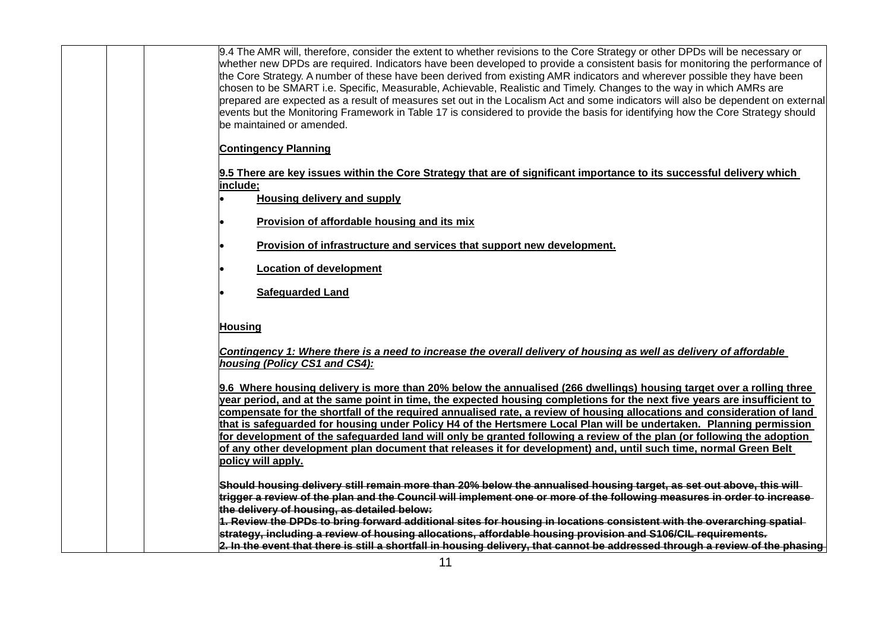| | | | |
|---|---|---|---|
| | | | 9.4 The AMR will, therefore, consider the extent to whether revisions to the Core Strategy or other DPDs will be necessary or whether new DPDs are required. Indicators have been developed to provide a consistent basis for monitoring the performance of the Core Strategy. A number of these have been derived from existing AMR indicators and wherever possible they have been chosen to be SMART i.e. Specific, Measurable, Achievable, Realistic and Timely. Changes to the way in which AMRs are prepared are expected as a result of measures set out in the Localism Act and some indicators will also be dependent on external events but the Monitoring Framework in Table 17 is considered to provide the basis for identifying how the Core Strategy should be maintained or amended.<br><br><u>**Contingency Planning**</u><br><br><u>**9.5 There are key issues within the Core Strategy that are of significant importance to its successful delivery which include;**</u><br>• <u>**Housing delivery and supply**</u><br>• <u>**Provision of affordable housing and its mix**</u><br>• <u>**Provision of infrastructure and services that support new development.**</u><br>• <u>**Location of development**</u><br>• <u>**Safeguarded Land**</u><br><br><u>**Housing**</u><br><br><u>***Contingency 1: Where there is a need to increase the overall delivery of housing as well as delivery of affordable housing (Policy CS1 and CS4):***</u><br><br><u>**9.6 Where housing delivery is more than 20% below the annualised (266 dwellings) housing target over a rolling three year period, and at the same point in time, the expected housing completions for the next five years are insufficient to compensate for the shortfall of the required annualised rate, a review of housing allocations and consideration of land that is safeguarded for housing under Policy H4 of the Hertsmere Local Plan will be undertaken. Planning permission for development of the safeguarded land will only be granted following a review of the plan (or following the adoption of any other development plan document that releases it for development) and, until such time, normal Green Belt policy will apply.**</u><br><br>~~**Should housing delivery still remain more than 20% below the annualised housing target, as set out above, this will trigger a review of the plan and the Council will implement one or more of the following measures in order to increase the delivery of housing, as detailed below:**~~<br>~~**1. Review the DPDs to bring forward additional sites for housing in locations consistent with the overarching spatial strategy, including a review of housing allocations, affordable housing provision and S106/CIL requirements.**~~<br>~~**2. In the event that there is still a shortfall in housing delivery, that cannot be addressed through a review of the phasing**~~ |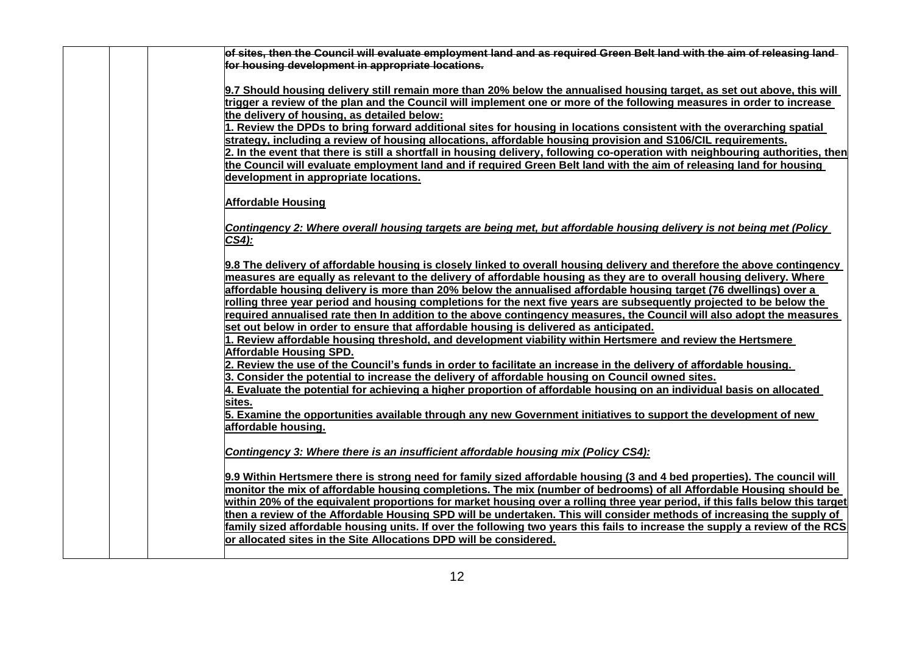| | | | ~~of sites, then the Council will evaluate employment land and as required Green Belt land with the aim of releasing land for housing development in appropriate locations.~~<br><br>**9.7 Should housing delivery still remain more than 20% below the annualised housing target, as set out above, this will trigger a review of the plan and the Council will implement one or more of the following measures in order to increase the delivery of housing, as detailed below:**<br>**1. Review the DPDs to bring forward additional sites for housing in locations consistent with the overarching spatial strategy, including a review of housing allocations, affordable housing provision and S106/CIL requirements.**<br>**2. In the event that there is still a shortfall in housing delivery, following co-operation with neighbouring authorities, then the Council will evaluate employment land and if required Green Belt land with the aim of releasing land for housing development in appropriate locations.**<br><br>**Affordable Housing**<br><br>***Contingency 2: Where overall housing targets are being met, but affordable housing delivery is not being met (Policy CS4):***<br><br>**9.8 The delivery of affordable housing is closely linked to overall housing delivery and therefore the above contingency measures are equally as relevant to the delivery of affordable housing as they are to overall housing delivery. Where affordable housing delivery is more than 20% below the annualised affordable housing target (76 dwellings) over a rolling three year period and housing completions for the next five years are subsequently projected to be below the required annualised rate then In addition to the above contingency measures, the Council will also adopt the measures set out below in order to ensure that affordable housing is delivered as anticipated.**<br>**1. Review affordable housing threshold, and development viability within Hertsmere and review the Hertsmere Affordable Housing SPD.**<br>**2. Review the use of the Council's funds in order to facilitate an increase in the delivery of affordable housing.**<br>**3. Consider the potential to increase the delivery of affordable housing on Council owned sites.**<br>**4. Evaluate the potential for achieving a higher proportion of affordable housing on an individual basis on allocated sites.**<br>**5. Examine the opportunities available through any new Government initiatives to support the development of new affordable housing.**<br><br>***Contingency 3: Where there is an insufficient affordable housing mix (Policy CS4):***<br><br>**9.9 Within Hertsmere there is strong need for family sized affordable housing (3 and 4 bed properties). The council will monitor the mix of affordable housing completions. The mix (number of bedrooms) of all Affordable Housing should be within 20% of the equivalent proportions for market housing over a rolling three year period, if this falls below this target then a review of the Affordable Housing SPD will be undertaken. This will consider methods of increasing the supply of family sized affordable housing units. If over the following two years this fails to increase the supply a review of the RCS or allocated sites in the Site Allocations DPD will be considered.** |
|---|---|---|---|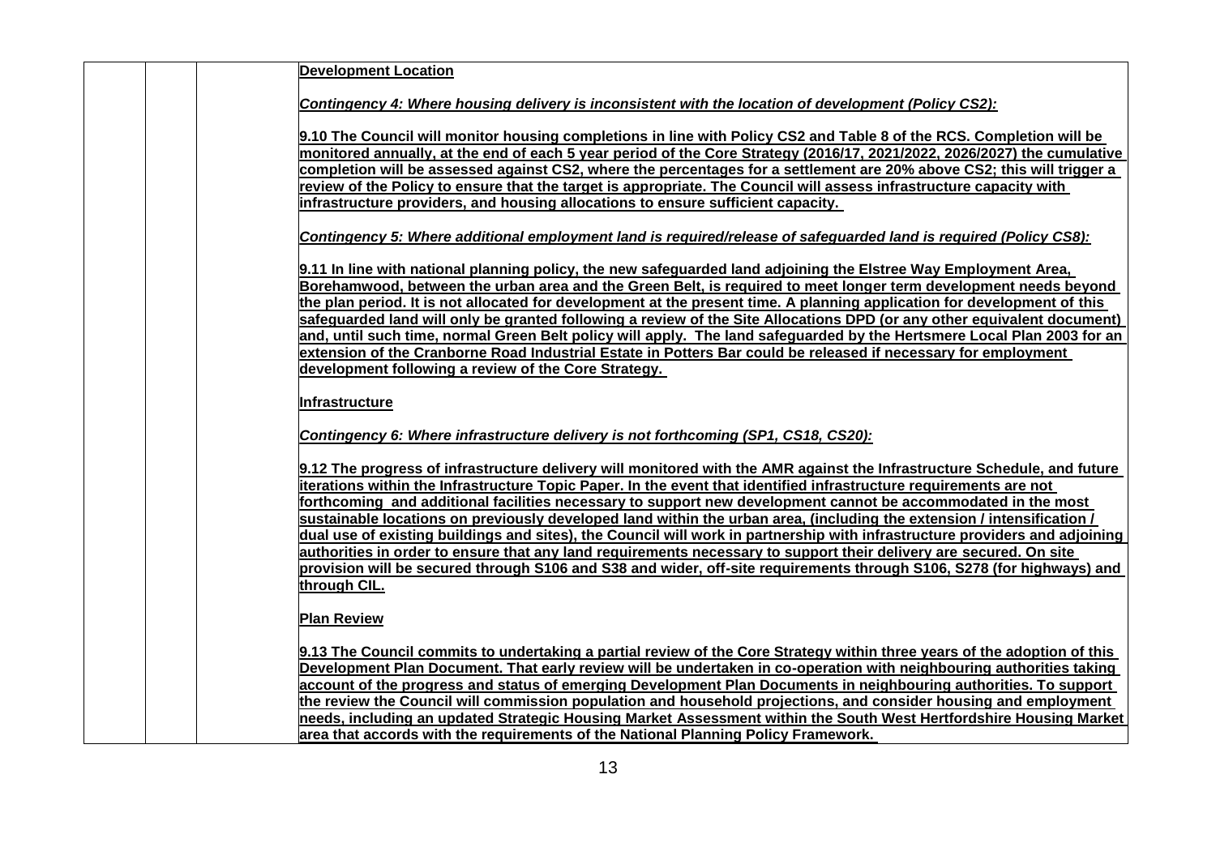| | | | **Development Location**<br><br>*Contingency 4: Where housing delivery is inconsistent with the location of development (Policy CS2):*<br><br>**9.10 The Council will monitor housing completions in line with Policy CS2 and Table 8 of the RCS. Completion will be monitored annually, at the end of each 5 year period of the Core Strategy (2016/17, 2021/2022, 2026/2027) the cumulative completion will be assessed against CS2, where the percentages for a settlement are 20% above CS2; this will trigger a review of the Policy to ensure that the target is appropriate. The Council will assess infrastructure capacity with infrastructure providers, and housing allocations to ensure sufficient capacity.**<br><br>*Contingency 5: Where additional employment land is required/release of safeguarded land is required (Policy CS8):*<br><br>**9.11 In line with national planning policy, the new safeguarded land adjoining the Elstree Way Employment Area, Borehamwood, between the urban area and the Green Belt, is required to meet longer term development needs beyond the plan period. It is not allocated for development at the present time. A planning application for development of this safeguarded land will only be granted following a review of the Site Allocations DPD (or any other equivalent document) and, until such time, normal Green Belt policy will apply. The land safeguarded by the Hertsmere Local Plan 2003 for an extension of the Cranborne Road Industrial Estate in Potters Bar could be released if necessary for employment development following a review of the Core Strategy.**<br><br>**Infrastructure**<br><br>*Contingency 6: Where infrastructure delivery is not forthcoming (SP1, CS18, CS20):*<br><br>**9.12 The progress of infrastructure delivery will monitored with the AMR against the Infrastructure Schedule, and future iterations within the Infrastructure Topic Paper. In the event that identified infrastructure requirements are not forthcoming and additional facilities necessary to support new development cannot be accommodated in the most sustainable locations on previously developed land within the urban area, (including the extension / intensification / dual use of existing buildings and sites), the Council will work in partnership with infrastructure providers and adjoining authorities in order to ensure that any land requirements necessary to support their delivery are secured. On site provision will be secured through S106 and S38 and wider, off-site requirements through S106, S278 (for highways) and through CIL.**<br><br>**Plan Review**<br><br>**9.13 The Council commits to undertaking a partial review of the Core Strategy within three years of the adoption of this Development Plan Document. That early review will be undertaken in co-operation with neighbouring authorities taking account of the progress and status of emerging Development Plan Documents in neighbouring authorities. To support the review the Council will commission population and household projections, and consider housing and employment needs, including an updated Strategic Housing Market Assessment within the South West Hertfordshire Housing Market area that accords with the requirements of the National Planning Policy Framework.** |
|---|---|---|---|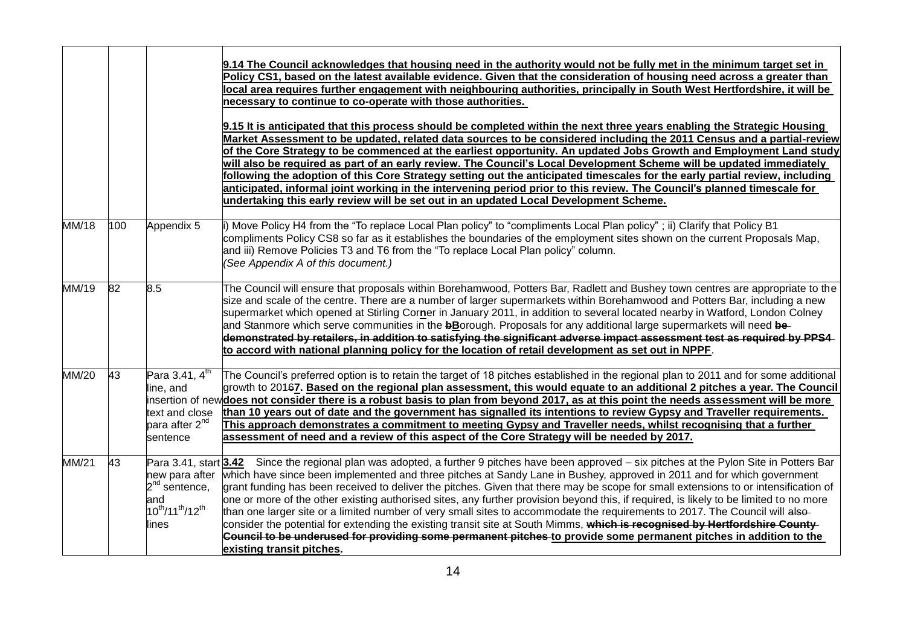| | | | |
|---|---|---|---|
| | | | **9.14 The Council acknowledges that housing need in the authority would not be fully met in the minimum target set in Policy CS1, based on the latest available evidence. Given that the consideration of housing need across a greater than local area requires further engagement with neighbouring authorities, principally in South West Hertfordshire, it will be necessary to continue to co-operate with those authorities.**<br><br>**9.15 It is anticipated that this process should be completed within the next three years enabling the Strategic Housing Market Assessment to be updated, related data sources to be considered including the 2011 Census and a partial-review of the Core Strategy to be commenced at the earliest opportunity. An updated Jobs Growth and Employment Land study will also be required as part of an early review. The Council's Local Development Scheme will be updated immediately following the adoption of this Core Strategy setting out the anticipated timescales for the early partial review, including anticipated, informal joint working in the intervening period prior to this review. The Council's planned timescale for undertaking this early review will be set out in an updated Local Development Scheme.** |
| MM/18 | 100 | Appendix 5 | i) Move Policy H4 from the "To replace Local Plan policy" to "compliments Local Plan policy" ; ii) Clarify that Policy B1 compliments Policy CS8 so far as it establishes the boundaries of the employment sites shown on the current Proposals Map, and iii) Remove Policies T3 and T6 from the "To replace Local Plan policy" column.<br>*(See Appendix A of this document.)* |
| MM/19 | 82 | 8.5 | The Council will ensure that proposals within Borehamwood, Potters Bar, Radlett and Bushey town centres are appropriate to the size and scale of the centre. There are a number of larger supermarkets within Borehamwood and Potters Bar, including a new supermarket which opened at Stirling Cor**n**er in January 2011, in addition to several located nearby in Watford, London Colney and Stanmore which serve communities in the ~~b~~**B**orough. Proposals for any additional large supermarkets will need ~~be demonstrated by retailers, in addition to satisfying the significant adverse impact assessment test as required by PPS4~~ **to accord with national planning policy for the location of retail development as set out in NPPF**. |
| MM/20 | 43 | Para 3.41, 4th line, and insertion of new text and close para after 2nd sentence | The Council's preferred option is to retain the target of 18 pitches established in the regional plan to 2011 and for some additional growth to 201~~6~~**7. Based on the regional plan assessment, this would equate to an additional 2 pitches a year. The Council does not consider there is a robust basis to plan from beyond 2017, as at this point the needs assessment will be more than 10 years out of date and the government has signalled its intentions to review Gypsy and Traveller requirements. This approach demonstrates a commitment to meeting Gypsy and Traveller needs, whilst recognising that a further assessment of need and a review of this aspect of the Core Strategy will be needed by 2017.** |
| MM/21 | 43 | Para 3.41, start new para after 2nd sentence, and 10th/11th/12th lines | **3.42** Since the regional plan was adopted, a further 9 pitches have been approved – six pitches at the Pylon Site in Potters Bar which have since been implemented and three pitches at Sandy Lane in Bushey, approved in 2011 and for which government grant funding has been received to deliver the pitches. Given that there may be scope for small extensions to or intensification of one or more of the other existing authorised sites, any further provision beyond this, if required, is likely to be limited to no more than one larger site or a limited number of very small sites to accommodate the requirements to 2017. The Council will ~~also~~ consider the potential for extending the existing transit site at South Mimms, ~~**which is recognised by Hertfordshire County Council to be underused for providing some permanent pitches**~~ **to provide some permanent pitches in addition to the existing transit pitches.** |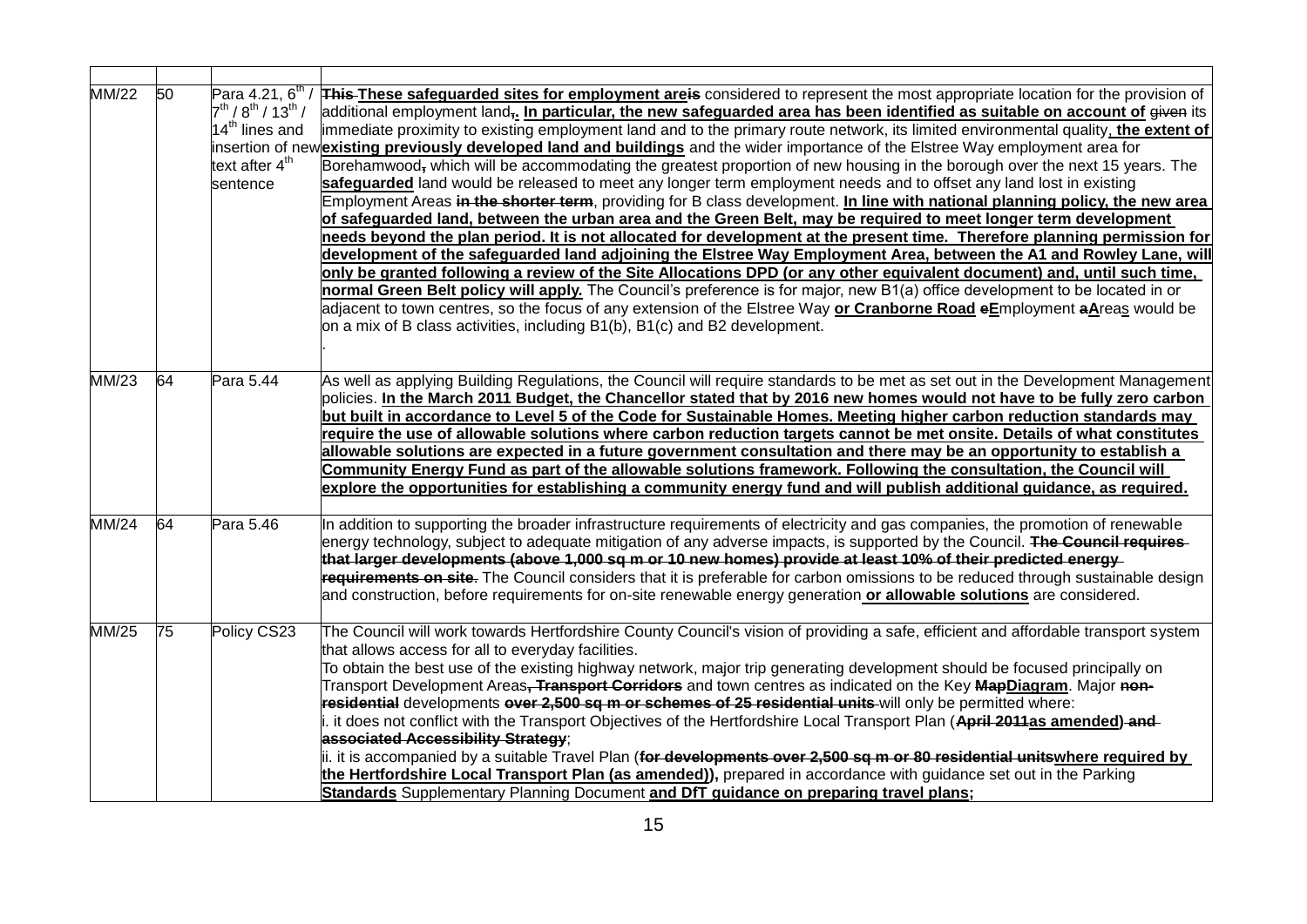| | | | |
|---|---|---|---|
| MM/22 | 50 | Para 4.21, 6th / 7th / 8th / 13th / 14th lines and insertion of new text after 4th sentence | ~~This~~ **These safeguarded sites for employment are**~~is~~ considered to represent the most appropriate location for the provision of additional employment land~~,~~**. In particular, the new safeguarded area has been identified as suitable on account of** ~~given~~ its immediate proximity to existing employment land and to the primary route network, its limited environmental quality**, the extent of existing previously developed land and buildings** and the wider importance of the Elstree Way employment area for Borehamwood~~,~~ which will be accommodating the greatest proportion of new housing in the borough over the next 15 years. The **safeguarded** land would be released to meet any longer term employment needs and to offset any land lost in existing Employment Areas ~~in the shorter term~~, providing for B class development. **In line with national planning policy, the new area of safeguarded land, between the urban area and the Green Belt, may be required to meet longer term development needs beyond the plan period. It is not allocated for development at the present time. Therefore planning permission for development of the safeguarded land adjoining the Elstree Way Employment Area, between the A1 and Rowley Lane, will only be granted following a review of the Site Allocations DPD (or any other equivalent document) and, until such time, normal Green Belt policy will apply.** The Council's preference is for major, new B1(a) office development to be located in or adjacent to town centres, so the focus of any extension of the Elstree Way **or Cranborne Road** ~~e~~**E**mployment ~~a~~**A**rea**s** would be on a mix of B class activities, including B1(b), B1(c) and B2 development.<br>. |
| MM/23 | 64 | Para 5.44 | As well as applying Building Regulations, the Council will require standards to be met as set out in the Development Management policies. **In the March 2011 Budget, the Chancellor stated that by 2016 new homes would not have to be fully zero carbon but built in accordance to Level 5 of the Code for Sustainable Homes. Meeting higher carbon reduction standards may require the use of allowable solutions where carbon reduction targets cannot be met onsite. Details of what constitutes allowable solutions are expected in a future government consultation and there may be an opportunity to establish a Community Energy Fund as part of the allowable solutions framework. Following the consultation, the Council will explore the opportunities for establishing a community energy fund and will publish additional guidance, as required.** |
| MM/24 | 64 | Para 5.46 | In addition to supporting the broader infrastructure requirements of electricity and gas companies, the promotion of renewable energy technology, subject to adequate mitigation of any adverse impacts, is supported by the Council. ~~The Council requires that larger developments (above 1,000 sq m or 10 new homes) provide at least 10% of their predicted energy requirements on site.~~ The Council considers that it is preferable for carbon omissions to be reduced through sustainable design and construction, before requirements for on-site renewable energy generation **or allowable solutions** are considered. |
| MM/25 | 75 | Policy CS23 | The Council will work towards Hertfordshire County Council's vision of providing a safe, efficient and affordable transport system that allows access for all to everyday facilities.<br>To obtain the best use of the existing highway network, major trip generating development should be focused principally on Transport Development Areas~~, Transport Corridors~~ and town centres as indicated on the Key ~~Map~~**Diagram**. Major ~~non-residential~~ developments ~~over 2,500 sq m or schemes of 25 residential units~~ will only be permitted where:<br>i. it does not conflict with the Transport Objectives of the Hertfordshire Local Transport Plan (~~April 2011~~**as amended**~~) and associated Accessibility Strategy~~;<br>ii. it is accompanied by a suitable Travel Plan (~~for developments over 2,500 sq m or 80 residential units~~**where required by the Hertfordshire Local Transport Plan (as amended)),** prepared in accordance with guidance set out in the Parking **Standards** Supplementary Planning Document **and DfT guidance on preparing travel plans;** |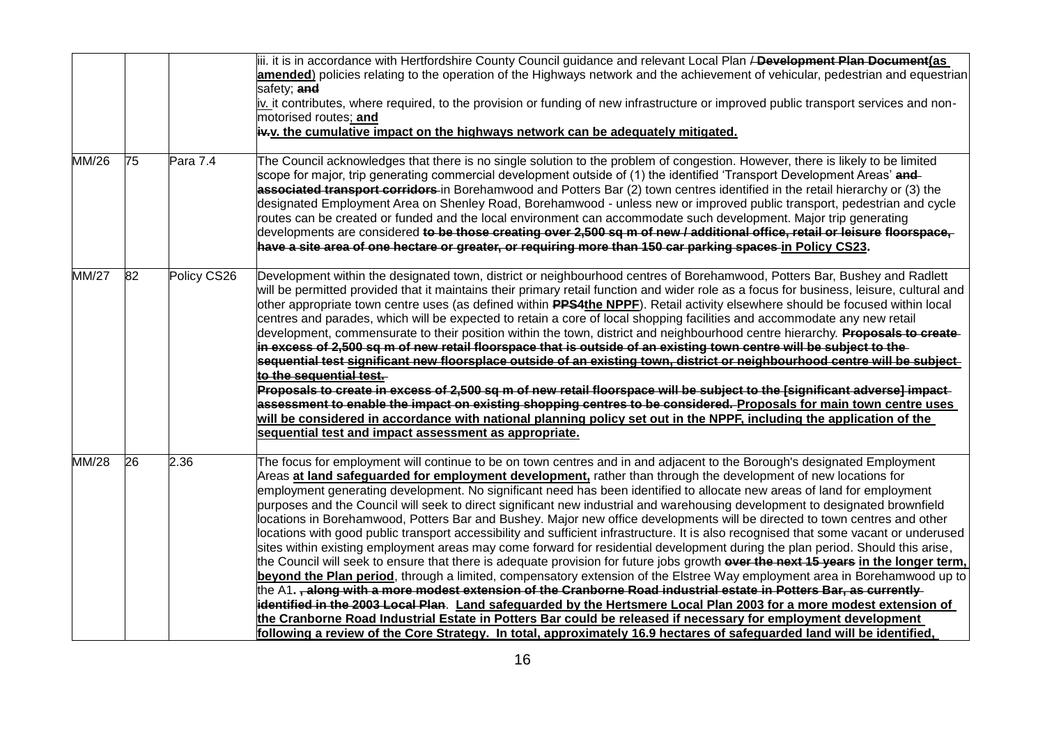|  |  |  |  |
|---|---|---|---|
|  |  |  | iii. it is in accordance with Hertfordshire County Council guidance and relevant Local Plan / ~~**Development Plan Document**~~**<u>(as amended</u>**) policies relating to the operation of the Highways network and the achievement of vehicular, pedestrian and equestrian safety; ~~**and**~~<br>iv. it contributes, where required, to the provision or funding of new infrastructure or improved public transport services and non-motorised routes<u>; **and**</u><br>~~**iv.**~~**<u>v. the cumulative impact on the highways network can be adequately mitigated.</u>** |
| MM/26 | 75 | Para 7.4 | The Council acknowledges that there is no single solution to the problem of congestion. However, there is likely to be limited scope for major, trip generating commercial development outside of (1) the identified 'Transport Development Areas' ~~**and associated transport corridors**~~ in Borehamwood and Potters Bar (2) town centres identified in the retail hierarchy or (3) the designated Employment Area on Shenley Road, Borehamwood - unless new or improved public transport, pedestrian and cycle routes can be created or funded and the local environment can accommodate such development. Major trip generating developments are considered ~~**to be those creating over 2,500 sq m of new / additional office, retail or leisure floorspace, have a site area of one hectare or greater, or requiring more than 150 car parking spaces**~~ **<u>in Policy CS23</u>.** |
| MM/27 | 82 | Policy CS26 | Development within the designated town, district or neighbourhood centres of Borehamwood, Potters Bar, Bushey and Radlett will be permitted provided that it maintains their primary retail function and wider role as a focus for business, leisure, cultural and other appropriate town centre uses (as defined within ~~**PPS4**~~**<u>the NPPF</u>**). Retail activity elsewhere should be focused within local centres and parades, which will be expected to retain a core of local shopping facilities and accommodate any new retail development, commensurate to their position within the town, district and neighbourhood centre hierarchy. ~~**Proposals to create in excess of 2,500 sq m of new retail floorspace that is outside of an existing town centre will be subject to the sequential test**~~ ~~**<u>significant new floorsplace outside of an existing town, district or neighbourhood centre will be subject to the sequential test.</u>**~~<br>~~**Proposals to create in excess of 2,500 sq m of new retail floorspace will be subject to the [significant adverse] impact assessment to enable the impact on existing shopping centres to be considered.**~~ **<u>Proposals for main town centre uses will be considered in accordance with national planning policy set out in the NPPF, including the application of the sequential test and impact assessment as appropriate.</u>** |
| MM/28 | 26 | 2.36 | The focus for employment will continue to be on town centres and in and adjacent to the Borough's designated Employment Areas **<u>at land safeguarded for employment development,</u>** rather than through the development of new locations for employment generating development. No significant need has been identified to allocate new areas of land for employment purposes and the Council will seek to direct significant new industrial and warehousing development to designated brownfield locations in Borehamwood, Potters Bar and Bushey. Major new office developments will be directed to town centres and other locations with good public transport accessibility and sufficient infrastructure. It is also recognised that some vacant or underused sites within existing employment areas may come forward for residential development during the plan period. Should this arise, the Council will seek to ensure that there is adequate provision for future jobs growth ~~**over the next 15 years**~~ **<u>in the longer term, beyond the Plan period</u>**, through a limited, compensatory extension of the Elstree Way employment area in Borehamwood up to the A1**.** ~~**, along with a more modest extension of the Cranborne Road industrial estate in Potters Bar, as currently identified in the 2003 Local Plan**~~. **<u>Land safeguarded by the Hertsmere Local Plan 2003 for a more modest extension of the Cranborne Road Industrial Estate in Potters Bar could be released if necessary for employment development following a review of the Core Strategy. In total, approximately 16.9 hectares of safeguarded land will be identified,</u>** |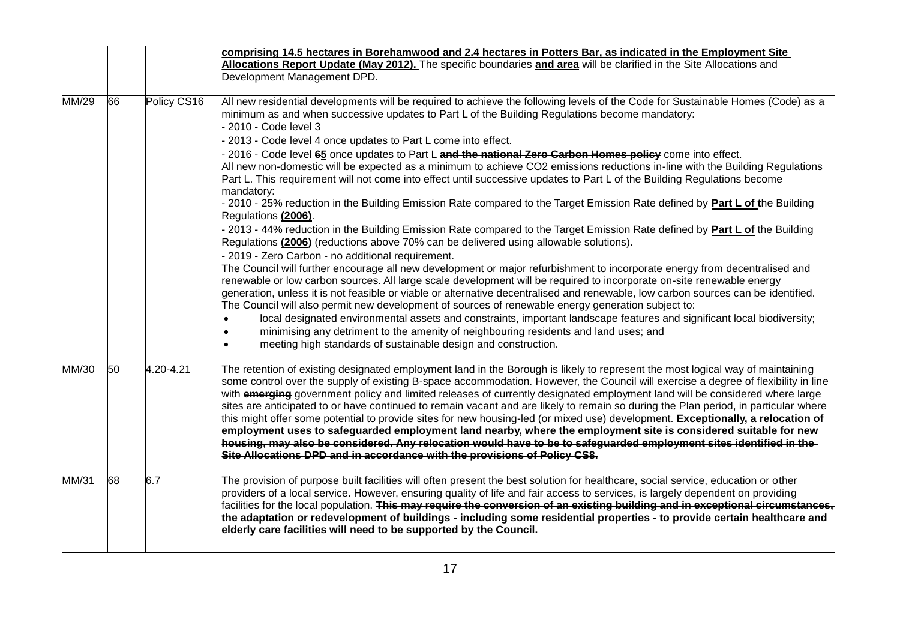| | | | |
|---|---|---|---|
| | | | **comprising 14.5 hectares in Borehamwood and 2.4 hectares in Potters Bar, as indicated in the Employment Site Allocations Report Update (May 2012).** The specific boundaries **and area** will be clarified in the Site Allocations and Development Management DPD. |
| MM/29 | 66 | Policy CS16 | All new residential developments will be required to achieve the following levels of the Code for Sustainable Homes (Code) as a minimum as and when successive updates to Part L of the Building Regulations become mandatory:<br>- 2010 - Code level 3<br>- 2013 - Code level 4 once updates to Part L come into effect.<br>- 2016 - Code level ~~6~~**5** once updates to Part L ~~**and the national Zero Carbon Homes policy**~~ come into effect.<br>All new non-domestic will be expected as a minimum to achieve $CO_2$ emissions reductions in-line with the Building Regulations Part L. This requirement will not come into effect until successive updates to Part L of the Building Regulations become mandatory:<br>- 2010 - 25% reduction in the Building Emission Rate compared to the Target Emission Rate defined by **Part L of t**he Building Regulations **(2006)**.<br>- 2013 - 44% reduction in the Building Emission Rate compared to the Target Emission Rate defined by **Part L of** the Building Regulations **(2006)** (reductions above 70% can be delivered using allowable solutions).<br>- 2019 - Zero Carbon - no additional requirement.<br>The Council will further encourage all new development or major refurbishment to incorporate energy from decentralised and renewable or low carbon sources. All large scale development will be required to incorporate on-site renewable energy generation, unless it is not feasible or viable or alternative decentralised and renewable, low carbon sources can be identified. The Council will also permit new development of sources of renewable energy generation subject to:<br>• local designated environmental assets and constraints, important landscape features and significant local biodiversity;<br>• minimising any detriment to the amenity of neighbouring residents and land uses; and<br>• meeting high standards of sustainable design and construction. |
| MM/30 | 50 | 4.20-4.21 | The retention of existing designated employment land in the Borough is likely to represent the most logical way of maintaining some control over the supply of existing B-space accommodation. However, the Council will exercise a degree of flexibility in line with ~~**emerging**~~ government policy and limited releases of currently designated employment land will be considered where large sites are anticipated to or have continued to remain vacant and are likely to remain so during the Plan period, in particular where this might offer some potential to provide sites for new housing-led (or mixed use) development. ~~**Exceptionally, a relocation of employment uses to safeguarded employment land nearby, where the employment site is considered suitable for new housing, may also be considered. Any relocation would have to be to safeguarded employment sites identified in the Site Allocations DPD and in accordance with the provisions of Policy CS8.**~~ |
| MM/31 | 68 | 6.7 | The provision of purpose built facilities will often present the best solution for healthcare, social service, education or other providers of a local service. However, ensuring quality of life and fair access to services, is largely dependent on providing facilities for the local population. ~~**This may require the conversion of an existing building and in exceptional circumstances, the adaptation or redevelopment of buildings - including some residential properties - to provide certain healthcare and elderly care facilities will need to be supported by the Council.**~~ |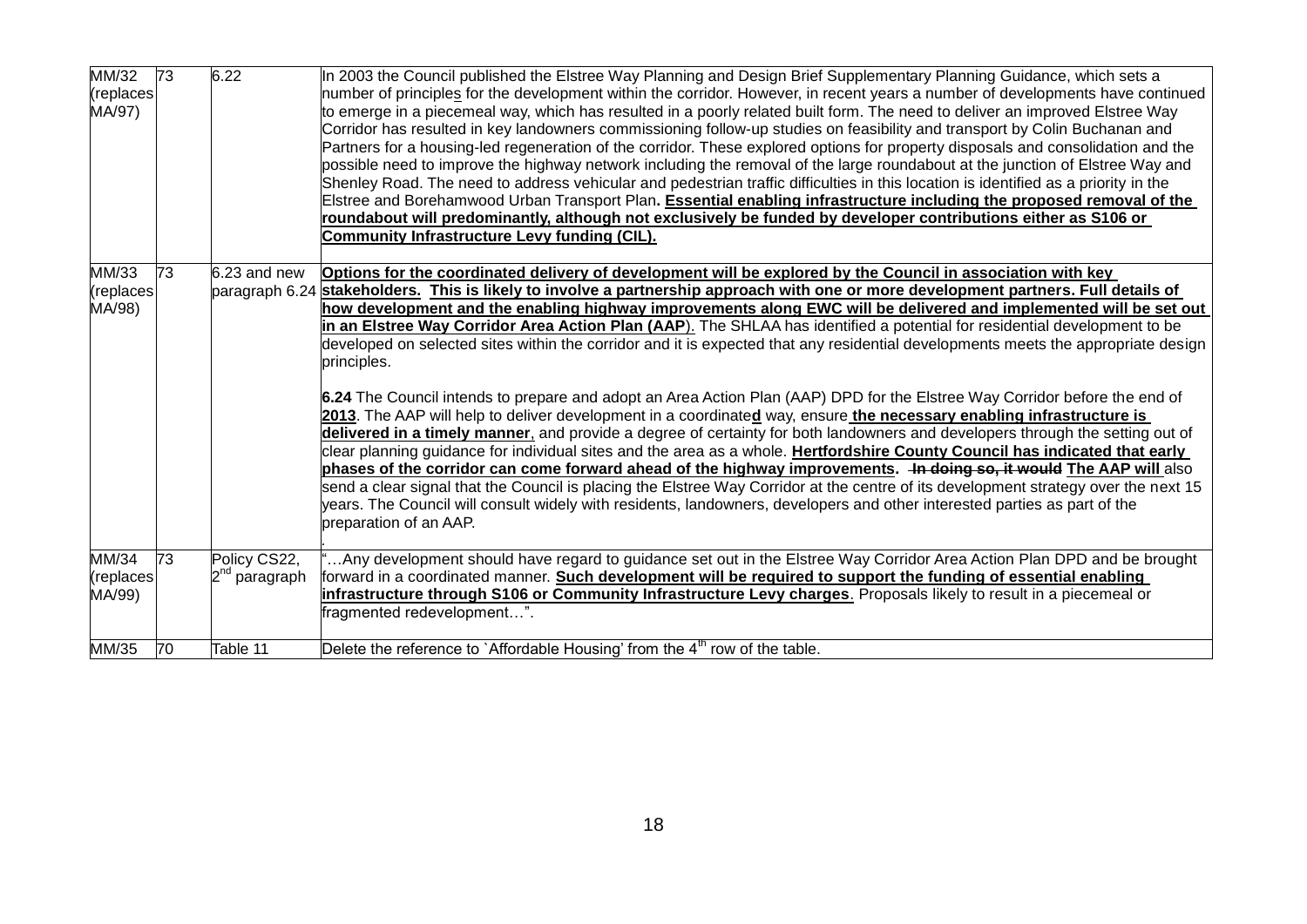| MM/32 (replaces MA/97) | 73 | 6.22 | In 2003 the Council published the Elstree Way Planning and Design Brief Supplementary Planning Guidance, which sets a number of principles for the development within the corridor. However, in recent years a number of developments have continued to emerge in a piecemeal way, which has resulted in a poorly related built form. The need to deliver an improved Elstree Way Corridor has resulted in key landowners commissioning follow-up studies on feasibility and transport by Colin Buchanan and Partners for a housing-led regeneration of the corridor. These explored options for property disposals and consolidation and the possible need to improve the highway network including the removal of the large roundabout at the junction of Elstree Way and Shenley Road. The need to address vehicular and pedestrian traffic difficulties in this location is identified as a priority in the Elstree and Borehamwood Urban Transport Plan**. Essential enabling infrastructure including the proposed removal of the roundabout will predominantly, although not exclusively be funded by developer contributions either as S106 or Community Infrastructure Levy funding (CIL).** |
|---|---|---|---|
| MM/33 (replaces MA/98) | 73 | 6.23 and new paragraph 6.24 | **Options for the coordinated delivery of development will be explored by the Council in association with key stakeholders. This is likely to involve a partnership approach with one or more development partners. Full details of how development and the enabling highway improvements along EWC will be delivered and implemented will be set out in an Elstree Way Corridor Area Action Plan (AAP**). The SHLAA has identified a potential for residential development to be developed on selected sites within the corridor and it is expected that any residential developments meets the appropriate design principles.<br><br>**6.24** The Council intends to prepare and adopt an Area Action Plan (AAP) DPD for the Elstree Way Corridor before the end of **2013**. The AAP will help to deliver development in a coordinate**d** way, ensure **the necessary enabling infrastructure is delivered in a timely manner**, and provide a degree of certainty for both landowners and developers through the setting out of clear planning guidance for individual sites and the area as a whole. **Hertfordshire County Council has indicated that early phases of the corridor can come forward ahead of the highway improvements.** ~~In doing so, it would~~ **The AAP will** also send a clear signal that the Council is placing the Elstree Way Corridor at the centre of its development strategy over the next 15 years. The Council will consult widely with residents, landowners, developers and other interested parties as part of the preparation of an AAP. |
| MM/34 (replaces MA/99) | 73 | Policy CS22, 2nd paragraph | "…Any development should have regard to guidance set out in the Elstree Way Corridor Area Action Plan DPD and be brought forward in a coordinated manner. **Such development will be required to support the funding of essential enabling infrastructure through S106 or Community Infrastructure Levy charges**. Proposals likely to result in a piecemeal or fragmented redevelopment…". |
| MM/35 | 70 | Table 11 | Delete the reference to `Affordable Housing' from the 4th row of the table. |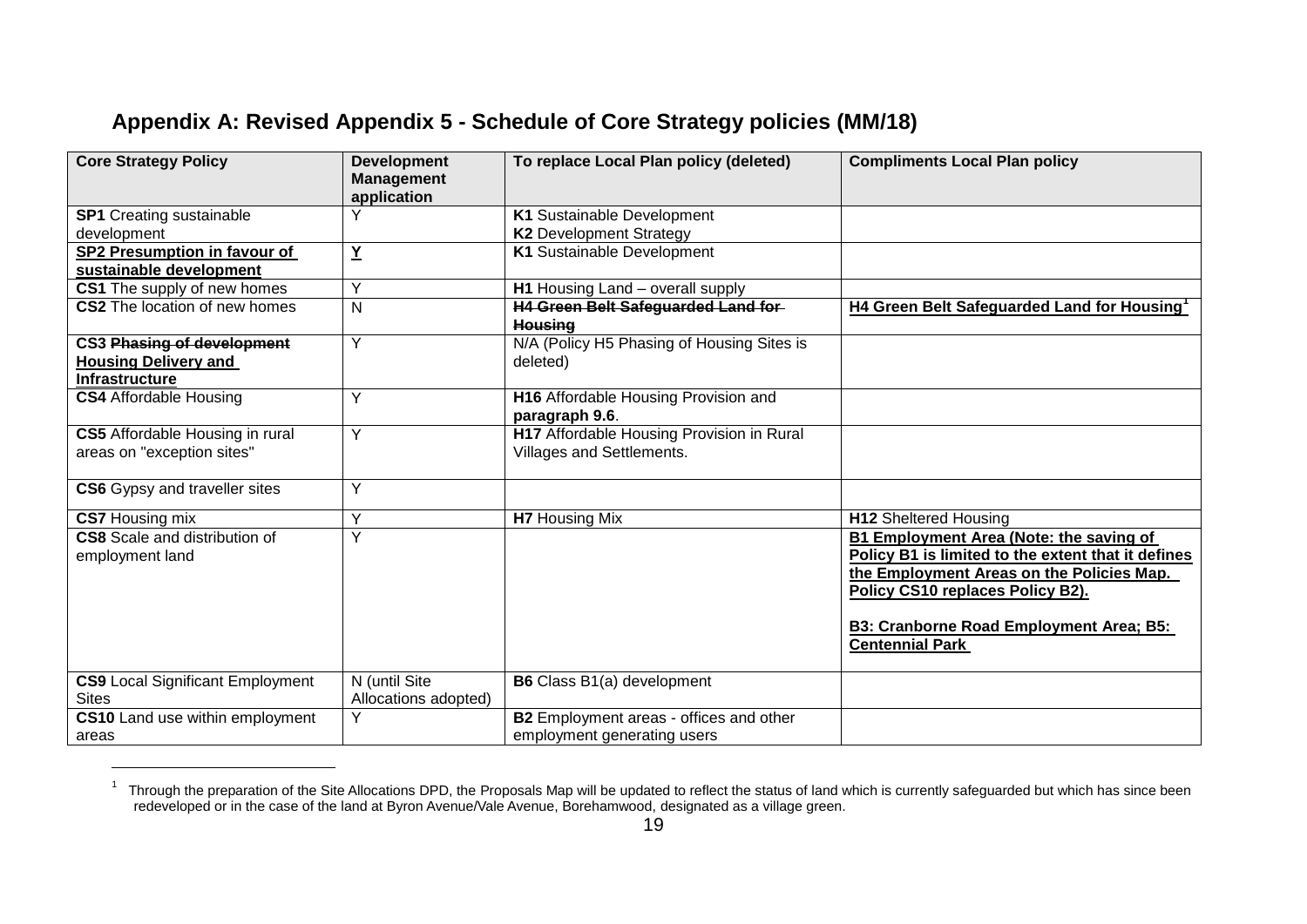## Appendix A: Revised Appendix 5 - Schedule of Core Strategy policies (MM/18)

| Core Strategy Policy | Development Management application | To replace Local Plan policy (deleted) | Compliments Local Plan policy |
|---|---|---|---|
| **SP1** Creating sustainable development | Y | **K1** Sustainable Development<br>**K2** Development Strategy | |
| **SP2 Presumption in favour of sustainable development** | **Y** | **K1** Sustainable Development | |
| **CS1** The supply of new homes | Y | **H1** Housing Land – overall supply | |
| **CS2** The location of new homes | N | ~~**H4 Green Belt Safeguarded Land for Housing**~~ | **H4 Green Belt Safeguarded Land for Housing**[1] |
| **CS3** ~~**Phasing of development**~~ **Housing Delivery and Infrastructure** | Y | N/A (Policy H5 Phasing of Housing Sites is deleted) | |
| **CS4** Affordable Housing | Y | **H16** Affordable Housing Provision and **paragraph 9.6**. | |
| **CS5** Affordable Housing in rural areas on "exception sites" | Y | **H17** Affordable Housing Provision in Rural Villages and Settlements. | |
| **CS6** Gypsy and traveller sites | Y | | |
| **CS7** Housing mix | Y | **H7** Housing Mix | **H12** Sheltered Housing |
| **CS8** Scale and distribution of employment land | Y | | **B1 Employment Area (Note: the saving of Policy B1 is limited to the extent that it defines the Employment Areas on the Policies Map. Policy CS10 replaces Policy B2).**<br><br>**B3: Cranborne Road Employment Area; B5: Centennial Park** |
| **CS9** Local Significant Employment Sites | N (until Site Allocations adopted) | **B6** Class B1(a) development | |
| **CS10** Land use within employment areas | Y | **B2** Employment areas - offices and other employment generating users | |

[1] Through the preparation of the Site Allocations DPD, the Proposals Map will be updated to reflect the status of land which is currently safeguarded but which has since been redeveloped or in the case of the land at Byron Avenue/Vale Avenue, Borehamwood, designated as a village green.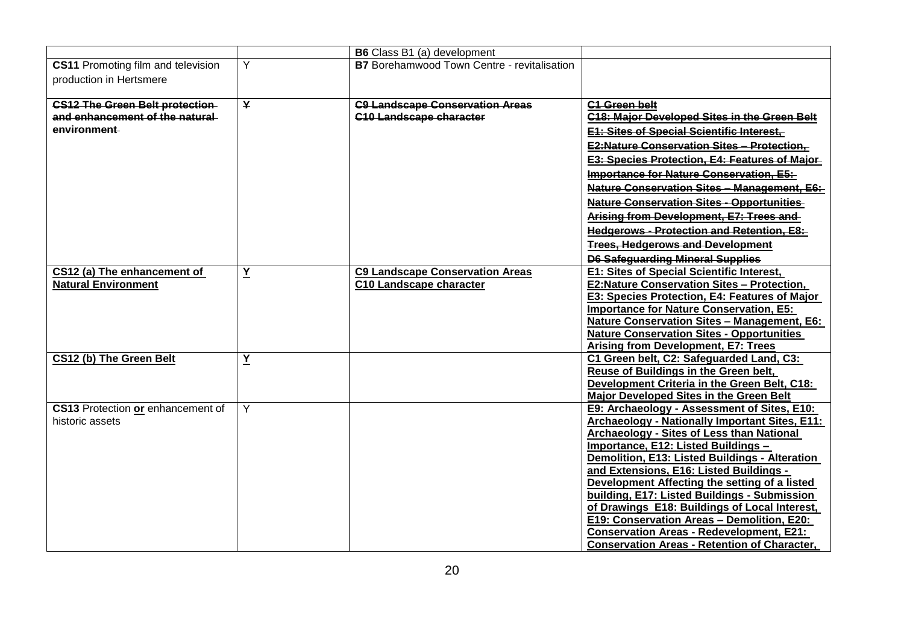| | | **B6** Class B1 (a) development | |
|---|---|---|---|
| **CS11** Promoting film and television production in Hertsmere | Y | **B7** Borehamwood Town Centre - revitalisation | |
| ~~**CS12 The Green Belt protection and enhancement of the natural environment**~~ | ~~Y~~ | ~~**C9 Landscape Conservation Areas C10 Landscape character**~~ | ~~**C1 Green belt C18: Major Developed Sites in the Green Belt E1: Sites of Special Scientific Interest, E2:Nature Conservation Sites – Protection, E3: Species Protection, E4: Features of Major Importance for Nature Conservation, E5: Nature Conservation Sites – Management, E6: Nature Conservation Sites - Opportunities Arising from Development, E7: Trees and Hedgerows - Protection and Retention, E8: Trees, Hedgerows and Development D6 Safeguarding Mineral Supplies**~~ |
| **CS12 (a) The enhancement of Natural Environment** | **Y** | **C9 Landscape Conservation Areas C10 Landscape character** | **E1: Sites of Special Scientific Interest, E2:Nature Conservation Sites – Protection, E3: Species Protection, E4: Features of Major Importance for Nature Conservation, E5: Nature Conservation Sites – Management, E6: Nature Conservation Sites - Opportunities Arising from Development, E7: Trees** |
| **CS12 (b) The Green Belt** | **Y** | | **C1 Green belt, C2: Safeguarded Land, C3: Reuse of Buildings in the Green belt, Development Criteria in the Green Belt, C18: Major Developed Sites in the Green Belt** |
| **CS13** Protection **or** enhancement of historic assets | Y | | **E9: Archaeology - Assessment of Sites, E10: Archaeology - Nationally Important Sites, E11: Archaeology - Sites of Less than National Importance, E12: Listed Buildings – Demolition, E13: Listed Buildings - Alteration and Extensions, E16: Listed Buildings - Development Affecting the setting of a listed building, E17: Listed Buildings - Submission of Drawings E18: Buildings of Local Interest, E19: Conservation Areas – Demolition, E20: Conservation Areas - Redevelopment, E21: Conservation Areas - Retention of Character,** |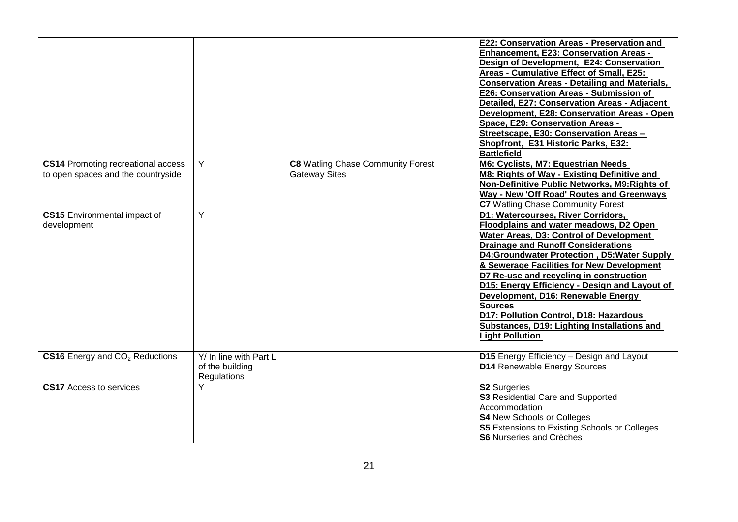| | | | |
|---|---|---|---|
| | | | **E22: Conservation Areas - Preservation and Enhancement, E23: Conservation Areas - Design of Development, E24: Conservation Areas - Cumulative Effect of Small, E25: Conservation Areas - Detailing and Materials, E26: Conservation Areas - Submission of Detailed, E27: Conservation Areas - Adjacent Development, E28: Conservation Areas - Open Space, E29: Conservation Areas - Streetscape, E30: Conservation Areas – Shopfront, E31 Historic Parks, E32: Battlefield** |
| **CS14** Promoting recreational access to open spaces and the countryside | Y | **C8** Watling Chase Community Forest Gateway Sites | **M6: Cyclists, M7: Equestrian Needs M8: Rights of Way - Existing Definitive and Non-Definitive Public Networks, M9:Rights of Way - New 'Off Road' Routes and Greenways** **C7** Watling Chase Community Forest |
| **CS15** Environmental impact of development | Y | | **D1: Watercourses, River Corridors, Floodplains and water meadows, D2 Open Water Areas, D3: Control of Development Drainage and Runoff Considerations D4:Groundwater Protection , D5:Water Supply & Sewerage Facilities for New Development D7 Re-use and recycling in construction D15: Energy Efficiency - Design and Layout of Development, D16: Renewable Energy Sources D17: Pollution Control, D18: Hazardous Substances, D19: Lighting Installations and Light Pollution** |
| **CS16** Energy and $CO_2$ Reductions | Y/ In line with Part L of the building Regulations | | **D15** Energy Efficiency – Design and Layout **D14** Renewable Energy Sources |
| **CS17** Access to services | Y | | **S2** Surgeries **S3** Residential Care and Supported Accommodation **S4** New Schools or Colleges **S5** Extensions to Existing Schools or Colleges **S6** Nurseries and Crèches |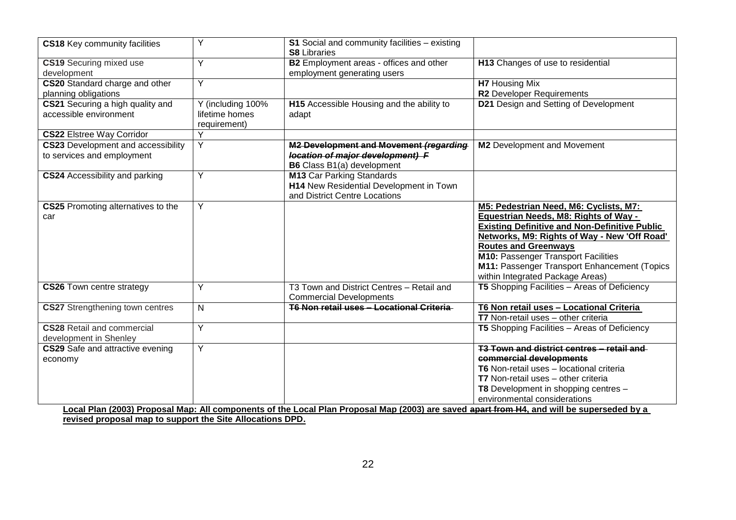| | | | |
|---|---|---|---|
| **CS18** Key community facilities | Y | **S1** Social and community facilities – existing<br>**S8** Libraries | |
| **CS19** Securing mixed use development | Y | **B2** Employment areas - offices and other employment generating users | **H13** Changes of use to residential |
| **CS20** Standard charge and other planning obligations | Y | | **H7** Housing Mix<br>**R2** Developer Requirements |
| **CS21** Securing a high quality and accessible environment | Y (including 100% lifetime homes requirement) | **H15** Accessible Housing and the ability to adapt | **D21** Design and Setting of Development |
| **CS22** Elstree Way Corridor | Y | | |
| **CS23** Development and accessibility to services and employment | Y | ~~**M2 Development and Movement** ***(regarding location of major development) F***~~<br>**B6** Class B1(a) development | **M2** Development and Movement |
| **CS24** Accessibility and parking | Y | **M13** Car Parking Standards<br>**H14** New Residential Development in Town and District Centre Locations | |
| **CS25** Promoting alternatives to the car | Y | | **M5: Pedestrian Need, M6: Cyclists, M7: Equestrian Needs, M8: Rights of Way - Existing Definitive and Non-Definitive Public Networks, M9: Rights of Way - New 'Off Road' Routes and Greenways**<br>**M10:** Passenger Transport Facilities<br>**M11:** Passenger Transport Enhancement (Topics within Integrated Package Areas) |
| **CS26** Town centre strategy | Y | T3 Town and District Centres – Retail and Commercial Developments | **T5** Shopping Facilities – Areas of Deficiency |
| **CS27** Strengthening town centres | N | ~~**T6 Non retail uses – Locational Criteria**~~ | **T6 Non retail uses – Locational Criteria**<br>**T7** Non-retail uses – other criteria |
| **CS28** Retail and commercial development in Shenley | Y | | **T5** Shopping Facilities – Areas of Deficiency |
| **CS29** Safe and attractive evening economy | Y | | ~~**T3 Town and district centres – retail and commercial developments**~~<br>**T6** Non-retail uses – locational criteria<br>**T7** Non-retail uses – other criteria<br>**T8** Development in shopping centres – environmental considerations |

**Local Plan (2003) Proposal Map: All components of the Local Plan Proposal Map (2003) are saved ~~apart from H4~~, and will be superseded by a revised proposal map to support the Site Allocations DPD.**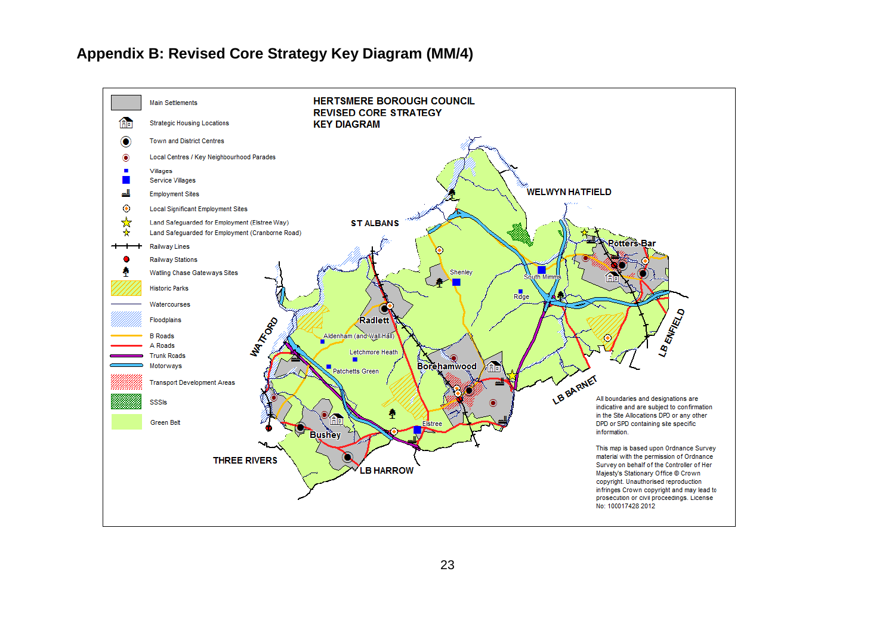# Appendix B: Revised Core Strategy Key Diagram (MM/4)

**HERTSMERE BOROUGH COUNCIL**
**REVISED CORE STRATEGY**
**KEY DIAGRAM**

- Main Settlements
- Strategic Housing Locations
- Town and District Centres
- Local Centres / Key Neighbourhood Parades
- Villages
- Service Villages
- Employment Sites
- Local Significant Employment Sites
- Land Safeguarded for Employment (Elstree Way)
- Land Safeguarded for Employment (Cranborne Road)
- Railway Lines
- Railway Stations
- Watling Chase Gateways Sites
- Historic Parks
- Watercourses
- Floodplains
- B Roads
- A Roads
- Trunk Roads
- Motorways
- Transport Development Areas
- SSSIs
- Green Belt

WELWYN HATFIELD, ST ALBANS, Potters Bar, South Mimms, Shenley, Ridge, Radlett, WATFORD, Aldenham (and Wall Hall), Letchmore Heath, Patchetts Green, Borehamwood, LB ENFIELD, LB BARNET, Elstree, Bushey, THREE RIVERS, LB HARROW

All boundaries and designations are indicative and are subject to confirmation in the Site Allocations DPD or any other DPD or SPD containing site specific information.

This map is based upon Ordnance Survey material with the permission of Ordnance Survey on behalf of the Controller of Her Majesty's Stationary Office © Crown copyright. Unauthorised reproduction infringes Crown copyright and may lead to prosecution or civil proceedings. License No: 100017428 2012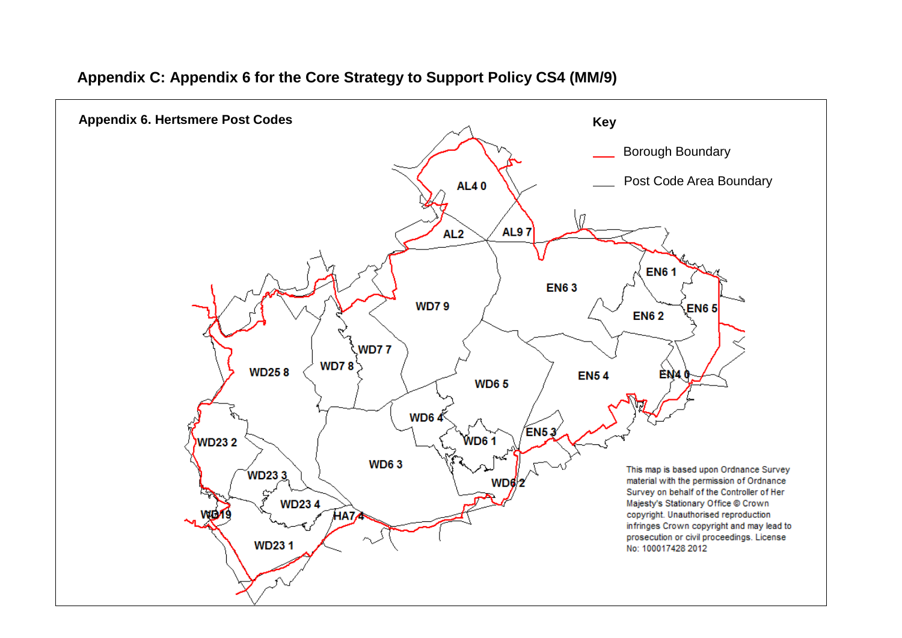## Appendix C: Appendix 6 for the Core Strategy to Support Policy CS4 (MM/9)

**Appendix 6. Hertsmere Post Codes**

**Key**

Borough Boundary

Post Code Area Boundary

AL4 0, AL2, AL9 7, WD7 9, EN6 3, EN6 1, EN6 2, EN6 5, WD7 7, WD7 8, WD25 8, WD6 5, EN5 4, EN4 0, WD6 4, EN5 3, WD6 1, WD23 2, WD6 3, WD23 3, WD6 2, WD23 4, WD19, HA7 4, WD23 1

This map is based upon Ordnance Survey material with the permission of Ordnance Survey on behalf of the Controller of Her Majesty's Stationary Office © Crown copyright. Unauthorised reproduction infringes Crown copyright and may lead to prosecution or civil proceedings. License No: 100017428 2012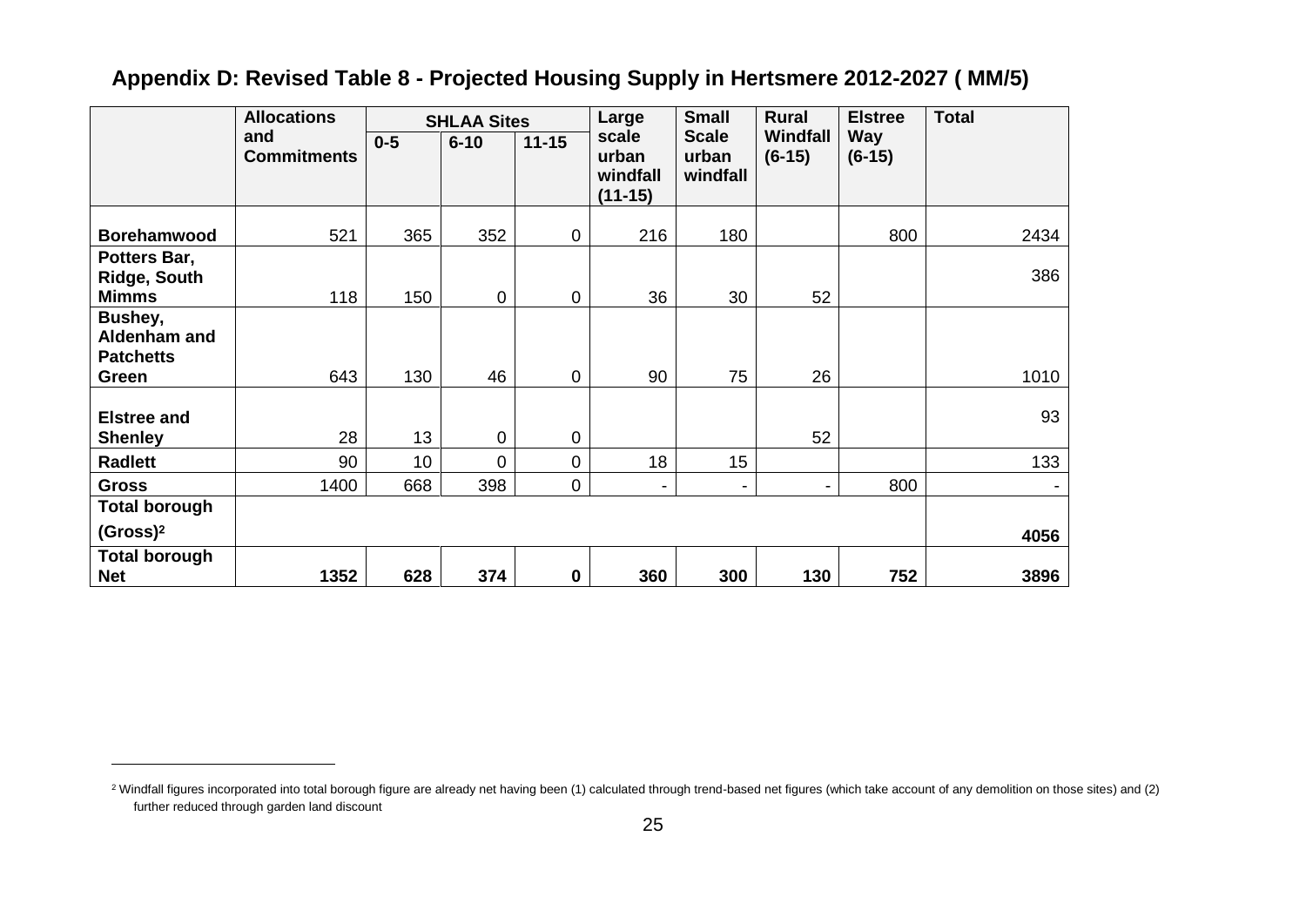## Appendix D: Revised Table 8 - Projected Housing Supply in Hertsmere 2012-2027 ( MM/5)

| | Allocations and Commitments | SHLAA Sites | | | Large scale urban windfall (11-15) | Small Scale urban windfall | Rural Windfall (6-15) | Elstree Way (6-15) | Total |
|---|---|---|---|---|---|---|---|---|---|
| | | 0-5 | 6-10 | 11-15 | | | | | |
| **Borehamwood** | 521 | 365 | 352 | 0 | 216 | 180 | | 800 | 2434 |
| **Potters Bar, Ridge, South Mimms** | 118 | 150 | 0 | 0 | 36 | 30 | 52 | | 386 |
| **Bushey, Aldenham and Patchetts Green** | 643 | 130 | 46 | 0 | 90 | 75 | 26 | | 1010 |
| **Elstree and Shenley** | 28 | 13 | 0 | 0 | | | 52 | | 93 |
| **Radlett** | 90 | 10 | 0 | 0 | 18 | 15 | | | 133 |
| **Gross** | 1400 | 668 | 398 | 0 | - | - | - | 800 | - |
| **Total borough (Gross)[2]** | | | | | | | | | **4056** |
| **Total borough Net** | **1352** | **628** | **374** | **0** | **360** | **300** | **130** | **752** | **3896** |

[2] Windfall figures incorporated into total borough figure are already net having been (1) calculated through trend-based net figures (which take account of any demolition on those sites) and (2) further reduced through garden land discount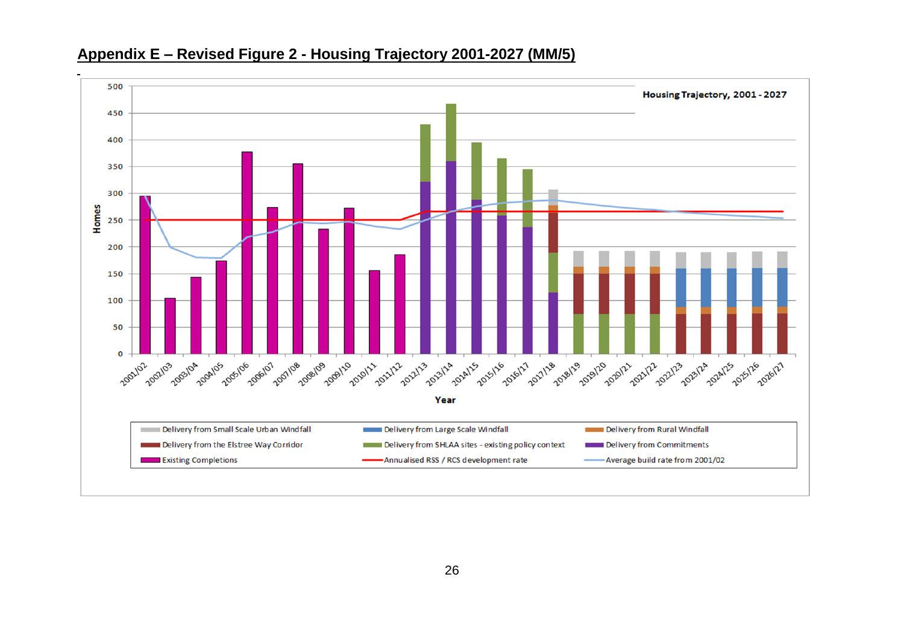## Appendix E – Revised Figure 2 - Housing Trajectory 2001-2027 (MM/5)

Housing Trajectory, 2001 - 2027

Homes

500
450
400
350
300
250
200
150
100
50
0

2001/02 2002/03 2003/04 2004/05 2005/06 2006/07 2007/08 2008/09 2009/10 2010/11 2011/12 2012/13 2013/14 2014/15 2015/16 2016/17 2017/18 2018/19 2019/20 2020/21 2021/22 2022/23 2023/24 2024/25 2025/26 2026/27

Year

Delivery from Small Scale Urban Windfall
Delivery from Large Scale Windfall
Delivery from Rural Windfall
Delivery from the Elstree Way Corridor
Delivery from SHLAA sites - existing policy context
Delivery from Commitments
Existing Completions
Annualised RSS / RCS development rate
Average build rate from 2001/02